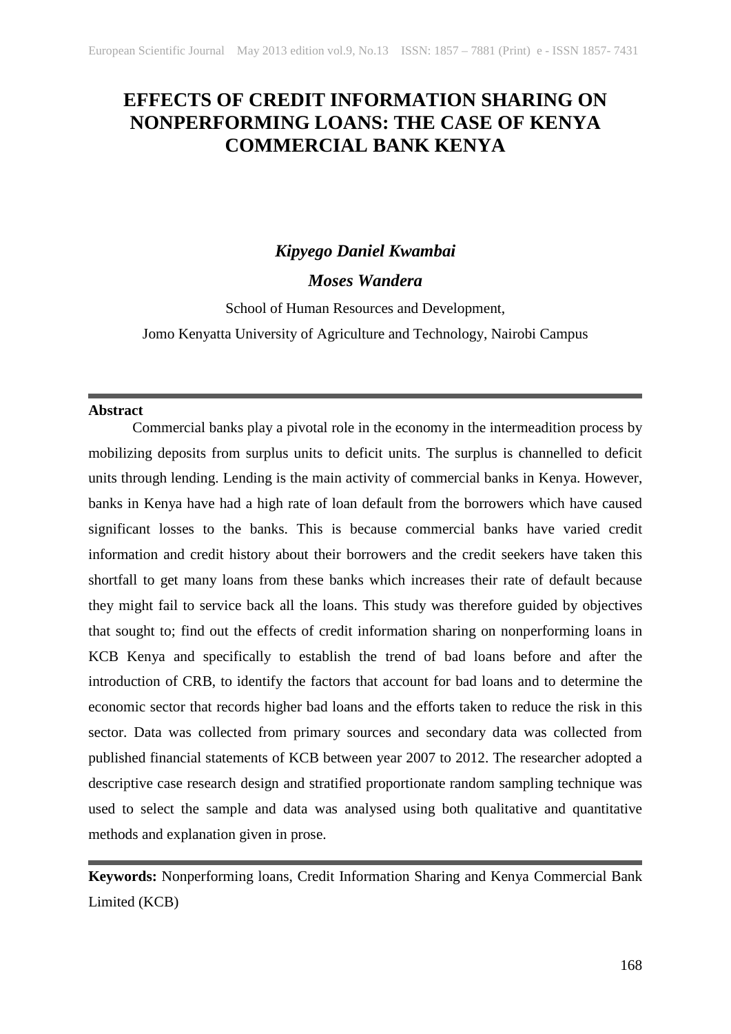# EFFECTS OF CREDIT INFORMATION SHARING ON NONPERFORMING LOANS: THE CASE OF KENYA COMMERCIAL BANK KENYA

***Kipyego Daniel Kwambai***

***Moses Wandera***

School of Human Resources and Development,

Jomo Kenyatta University of Agriculture and Technology, Nairobi Campus

---

**Abstract**

Commercial banks play a pivotal role in the economy in the intermeadition process by mobilizing deposits from surplus units to deficit units. The surplus is channelled to deficit units through lending. Lending is the main activity of commercial banks in Kenya. However, banks in Kenya have had a high rate of loan default from the borrowers which have caused significant losses to the banks. This is because commercial banks have varied credit information and credit history about their borrowers and the credit seekers have taken this shortfall to get many loans from these banks which increases their rate of default because they might fail to service back all the loans. This study was therefore guided by objectives that sought to; find out the effects of credit information sharing on nonperforming loans in KCB Kenya and specifically to establish the trend of bad loans before and after the introduction of CRB, to identify the factors that account for bad loans and to determine the economic sector that records higher bad loans and the efforts taken to reduce the risk in this sector. Data was collected from primary sources and secondary data was collected from published financial statements of KCB between year 2007 to 2012. The researcher adopted a descriptive case research design and stratified proportionate random sampling technique was used to select the sample and data was analysed using both qualitative and quantitative methods and explanation given in prose.

---

**Keywords:** Nonperforming loans, Credit Information Sharing and Kenya Commercial Bank Limited (KCB)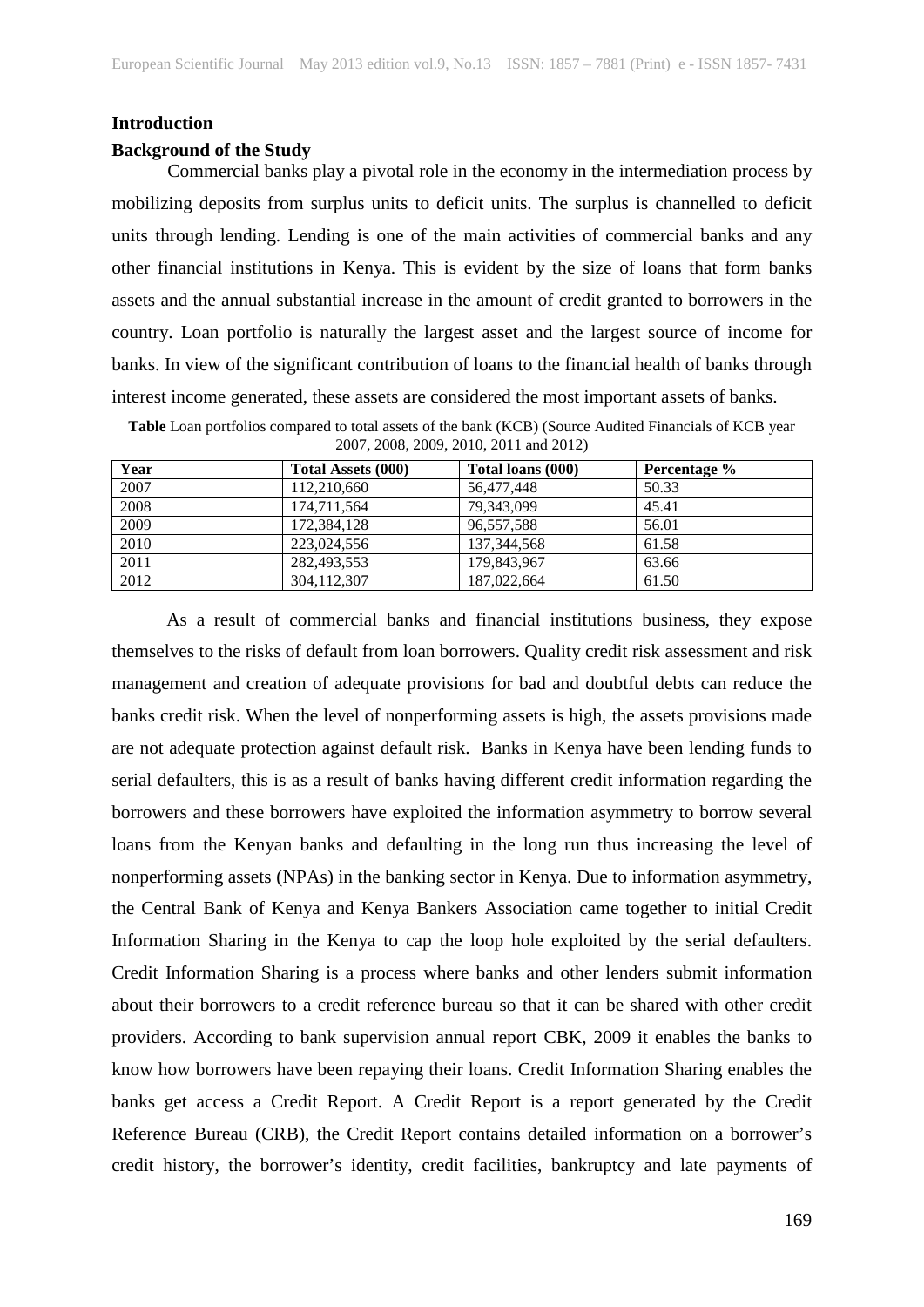## Introduction

### Background of the Study

Commercial banks play a pivotal role in the economy in the intermediation process by mobilizing deposits from surplus units to deficit units. The surplus is channelled to deficit units through lending. Lending is one of the main activities of commercial banks and any other financial institutions in Kenya. This is evident by the size of loans that form banks assets and the annual substantial increase in the amount of credit granted to borrowers in the country. Loan portfolio is naturally the largest asset and the largest source of income for banks. In view of the significant contribution of loans to the financial health of banks through interest income generated, these assets are considered the most important assets of banks.

**Table** Loan portfolios compared to total assets of the bank (KCB) (Source Audited Financials of KCB year 2007, 2008, 2009, 2010, 2011 and 2012)

| Year | Total Assets (000) | Total loans (000) | Percentage % |
|---|---|---|---|
| 2007 | 112,210,660 | 56,477,448 | 50.33 |
| 2008 | 174,711,564 | 79,343,099 | 45.41 |
| 2009 | 172,384,128 | 96,557,588 | 56.01 |
| 2010 | 223,024,556 | 137,344,568 | 61.58 |
| 2011 | 282,493,553 | 179,843,967 | 63.66 |
| 2012 | 304,112,307 | 187,022,664 | 61.50 |

As a result of commercial banks and financial institutions business, they expose themselves to the risks of default from loan borrowers. Quality credit risk assessment and risk management and creation of adequate provisions for bad and doubtful debts can reduce the banks credit risk. When the level of nonperforming assets is high, the assets provisions made are not adequate protection against default risk. Banks in Kenya have been lending funds to serial defaulters, this is as a result of banks having different credit information regarding the borrowers and these borrowers have exploited the information asymmetry to borrow several loans from the Kenyan banks and defaulting in the long run thus increasing the level of nonperforming assets (NPAs) in the banking sector in Kenya. Due to information asymmetry, the Central Bank of Kenya and Kenya Bankers Association came together to initial Credit Information Sharing in the Kenya to cap the loop hole exploited by the serial defaulters. Credit Information Sharing is a process where banks and other lenders submit information about their borrowers to a credit reference bureau so that it can be shared with other credit providers. According to bank supervision annual report CBK, 2009 it enables the banks to know how borrowers have been repaying their loans. Credit Information Sharing enables the banks get access a Credit Report. A Credit Report is a report generated by the Credit Reference Bureau (CRB), the Credit Report contains detailed information on a borrower's credit history, the borrower's identity, credit facilities, bankruptcy and late payments of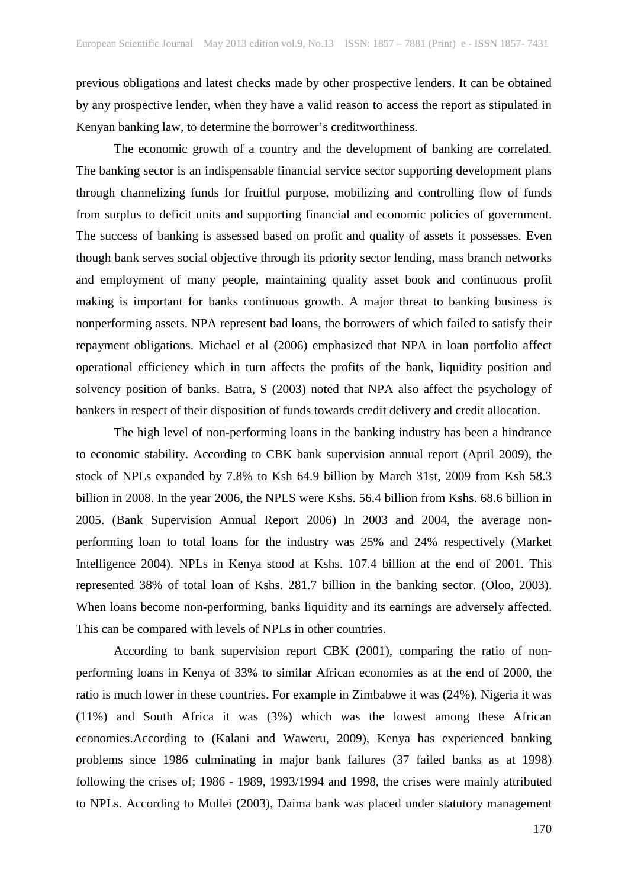previous obligations and latest checks made by other prospective lenders. It can be obtained by any prospective lender, when they have a valid reason to access the report as stipulated in Kenyan banking law, to determine the borrower's creditworthiness.

The economic growth of a country and the development of banking are correlated. The banking sector is an indispensable financial service sector supporting development plans through channelizing funds for fruitful purpose, mobilizing and controlling flow of funds from surplus to deficit units and supporting financial and economic policies of government. The success of banking is assessed based on profit and quality of assets it possesses. Even though bank serves social objective through its priority sector lending, mass branch networks and employment of many people, maintaining quality asset book and continuous profit making is important for banks continuous growth. A major threat to banking business is nonperforming assets. NPA represent bad loans, the borrowers of which failed to satisfy their repayment obligations. Michael et al (2006) emphasized that NPA in loan portfolio affect operational efficiency which in turn affects the profits of the bank, liquidity position and solvency position of banks. Batra, S (2003) noted that NPA also affect the psychology of bankers in respect of their disposition of funds towards credit delivery and credit allocation.

The high level of non-performing loans in the banking industry has been a hindrance to economic stability. According to CBK bank supervision annual report (April 2009), the stock of NPLs expanded by 7.8% to Ksh 64.9 billion by March 31st, 2009 from Ksh 58.3 billion in 2008. In the year 2006, the NPLS were Kshs. 56.4 billion from Kshs. 68.6 billion in 2005. (Bank Supervision Annual Report 2006) In 2003 and 2004, the average non-performing loan to total loans for the industry was 25% and 24% respectively (Market Intelligence 2004). NPLs in Kenya stood at Kshs. 107.4 billion at the end of 2001. This represented 38% of total loan of Kshs. 281.7 billion in the banking sector. (Oloo, 2003). When loans become non-performing, banks liquidity and its earnings are adversely affected. This can be compared with levels of NPLs in other countries.

According to bank supervision report CBK (2001), comparing the ratio of non-performing loans in Kenya of 33% to similar African economies as at the end of 2000, the ratio is much lower in these countries. For example in Zimbabwe it was (24%), Nigeria it was (11%) and South Africa it was (3%) which was the lowest among these African economies.According to (Kalani and Waweru, 2009), Kenya has experienced banking problems since 1986 culminating in major bank failures (37 failed banks as at 1998) following the crises of; 1986 - 1989, 1993/1994 and 1998, the crises were mainly attributed to NPLs. According to Mullei (2003), Daima bank was placed under statutory management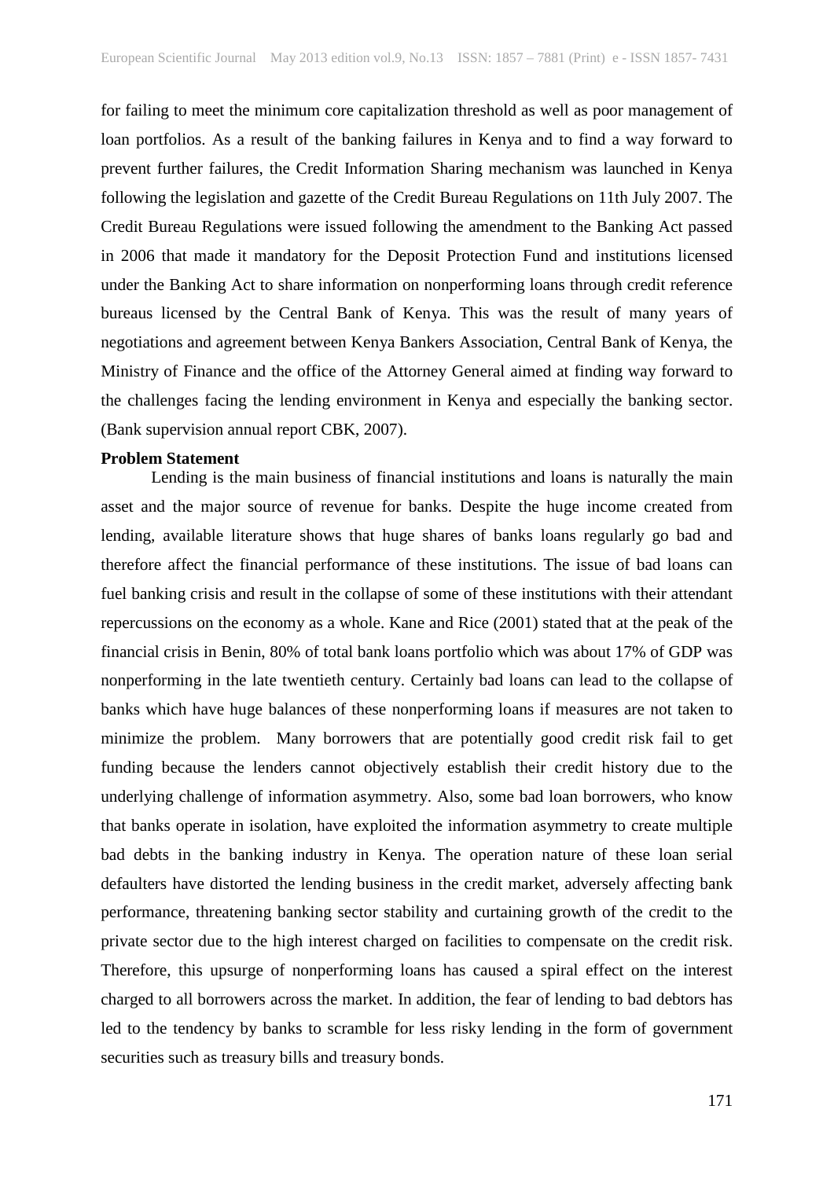for failing to meet the minimum core capitalization threshold as well as poor management of loan portfolios. As a result of the banking failures in Kenya and to find a way forward to prevent further failures, the Credit Information Sharing mechanism was launched in Kenya following the legislation and gazette of the Credit Bureau Regulations on 11th July 2007. The Credit Bureau Regulations were issued following the amendment to the Banking Act passed in 2006 that made it mandatory for the Deposit Protection Fund and institutions licensed under the Banking Act to share information on nonperforming loans through credit reference bureaus licensed by the Central Bank of Kenya. This was the result of many years of negotiations and agreement between Kenya Bankers Association, Central Bank of Kenya, the Ministry of Finance and the office of the Attorney General aimed at finding way forward to the challenges facing the lending environment in Kenya and especially the banking sector. (Bank supervision annual report CBK, 2007).

**Problem Statement**

Lending is the main business of financial institutions and loans is naturally the main asset and the major source of revenue for banks. Despite the huge income created from lending, available literature shows that huge shares of banks loans regularly go bad and therefore affect the financial performance of these institutions. The issue of bad loans can fuel banking crisis and result in the collapse of some of these institutions with their attendant repercussions on the economy as a whole. Kane and Rice (2001) stated that at the peak of the financial crisis in Benin, 80% of total bank loans portfolio which was about 17% of GDP was nonperforming in the late twentieth century. Certainly bad loans can lead to the collapse of banks which have huge balances of these nonperforming loans if measures are not taken to minimize the problem. Many borrowers that are potentially good credit risk fail to get funding because the lenders cannot objectively establish their credit history due to the underlying challenge of information asymmetry. Also, some bad loan borrowers, who know that banks operate in isolation, have exploited the information asymmetry to create multiple bad debts in the banking industry in Kenya. The operation nature of these loan serial defaulters have distorted the lending business in the credit market, adversely affecting bank performance, threatening banking sector stability and curtaining growth of the credit to the private sector due to the high interest charged on facilities to compensate on the credit risk. Therefore, this upsurge of nonperforming loans has caused a spiral effect on the interest charged to all borrowers across the market. In addition, the fear of lending to bad debtors has led to the tendency by banks to scramble for less risky lending in the form of government securities such as treasury bills and treasury bonds.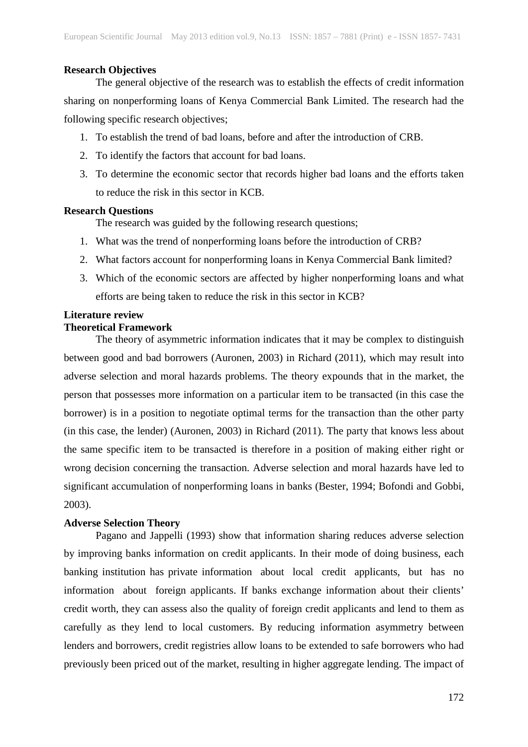**Research Objectives**

The general objective of the research was to establish the effects of credit information sharing on nonperforming loans of Kenya Commercial Bank Limited. The research had the following specific research objectives;

1. To establish the trend of bad loans, before and after the introduction of CRB.
2. To identify the factors that account for bad loans.
3. To determine the economic sector that records higher bad loans and the efforts taken to reduce the risk in this sector in KCB.

**Research Questions**

The research was guided by the following research questions;

1. What was the trend of nonperforming loans before the introduction of CRB?
2. What factors account for nonperforming loans in Kenya Commercial Bank limited?
3. Which of the economic sectors are affected by higher nonperforming loans and what efforts are being taken to reduce the risk in this sector in KCB?

**Literature review**

**Theoretical Framework**

The theory of asymmetric information indicates that it may be complex to distinguish between good and bad borrowers (Auronen, 2003) in Richard (2011), which may result into adverse selection and moral hazards problems. The theory expounds that in the market, the person that possesses more information on a particular item to be transacted (in this case the borrower) is in a position to negotiate optimal terms for the transaction than the other party (in this case, the lender) (Auronen, 2003) in Richard (2011). The party that knows less about the same specific item to be transacted is therefore in a position of making either right or wrong decision concerning the transaction. Adverse selection and moral hazards have led to significant accumulation of nonperforming loans in banks (Bester, 1994; Bofondi and Gobbi, 2003).

**Adverse Selection Theory**

Pagano and Jappelli (1993) show that information sharing reduces adverse selection by improving banks information on credit applicants. In their mode of doing business, each banking institution has private information about local credit applicants, but has no information about foreign applicants. If banks exchange information about their clients' credit worth, they can assess also the quality of foreign credit applicants and lend to them as carefully as they lend to local customers. By reducing information asymmetry between lenders and borrowers, credit registries allow loans to be extended to safe borrowers who had previously been priced out of the market, resulting in higher aggregate lending. The impact of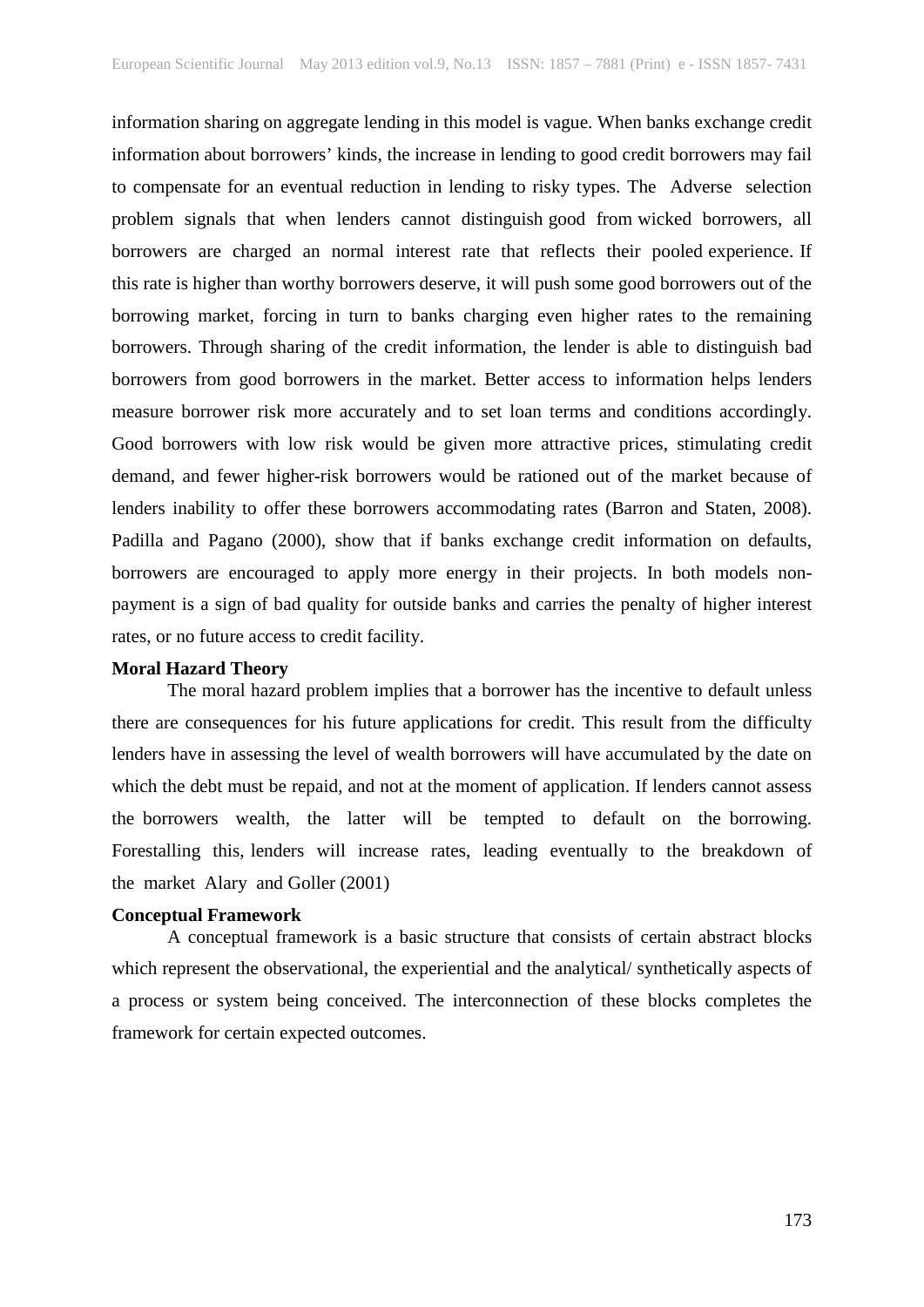information sharing on aggregate lending in this model is vague. When banks exchange credit information about borrowers' kinds, the increase in lending to good credit borrowers may fail to compensate for an eventual reduction in lending to risky types. The Adverse selection problem signals that when lenders cannot distinguish good from wicked borrowers, all borrowers are charged an normal interest rate that reflects their pooled experience. If this rate is higher than worthy borrowers deserve, it will push some good borrowers out of the borrowing market, forcing in turn to banks charging even higher rates to the remaining borrowers. Through sharing of the credit information, the lender is able to distinguish bad borrowers from good borrowers in the market. Better access to information helps lenders measure borrower risk more accurately and to set loan terms and conditions accordingly. Good borrowers with low risk would be given more attractive prices, stimulating credit demand, and fewer higher-risk borrowers would be rationed out of the market because of lenders inability to offer these borrowers accommodating rates (Barron and Staten, 2008). Padilla and Pagano (2000), show that if banks exchange credit information on defaults, borrowers are encouraged to apply more energy in their projects. In both models non-payment is a sign of bad quality for outside banks and carries the penalty of higher interest rates, or no future access to credit facility.

**Moral Hazard Theory**

The moral hazard problem implies that a borrower has the incentive to default unless there are consequences for his future applications for credit. This result from the difficulty lenders have in assessing the level of wealth borrowers will have accumulated by the date on which the debt must be repaid, and not at the moment of application. If lenders cannot assess the borrowers wealth, the latter will be tempted to default on the borrowing. Forestalling this, lenders will increase rates, leading eventually to the breakdown of the market Alary and Goller (2001)

**Conceptual Framework**

A conceptual framework is a basic structure that consists of certain abstract blocks which represent the observational, the experiential and the analytical/ synthetically aspects of a process or system being conceived. The interconnection of these blocks completes the framework for certain expected outcomes.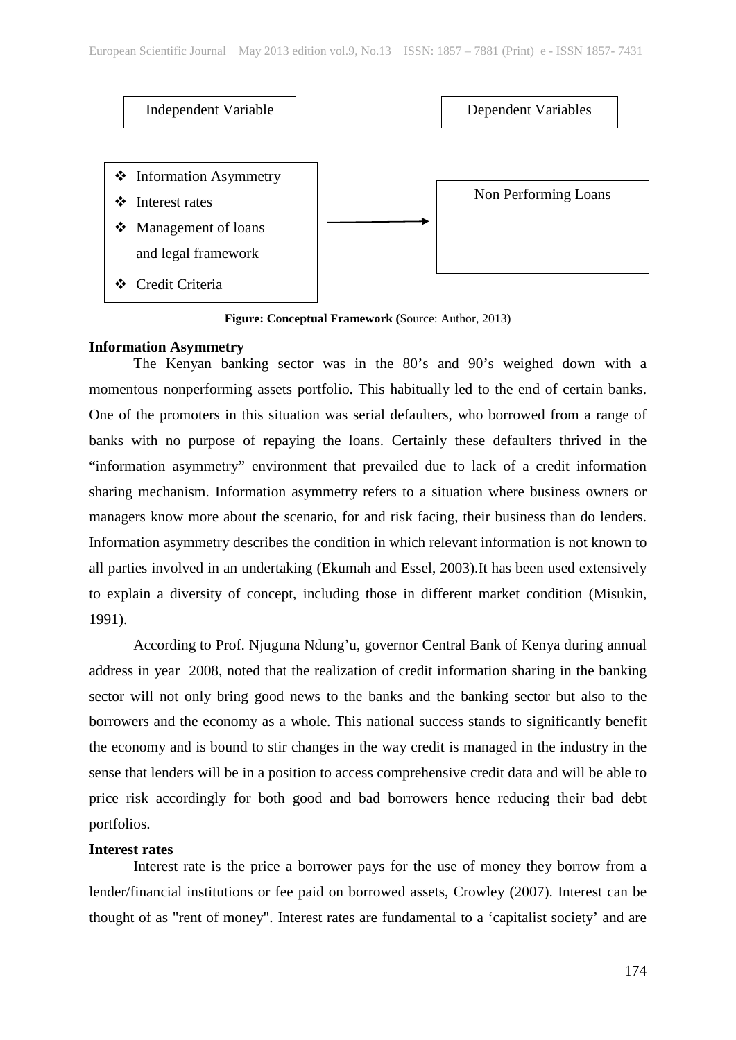| Independent Variable | | Dependent Variables |
| --- | --- | --- |
| ❖ Information Asymmetry<br>❖ Interest rates<br>❖ Management of loans and legal framework<br>❖ Credit Criteria | → | Non Performing Loans |

**Figure: Conceptual Framework (**Source: Author, 2013)

**Information Asymmetry**

The Kenyan banking sector was in the 80's and 90's weighed down with a momentous nonperforming assets portfolio. This habitually led to the end of certain banks. One of the promoters in this situation was serial defaulters, who borrowed from a range of banks with no purpose of repaying the loans. Certainly these defaulters thrived in the "information asymmetry" environment that prevailed due to lack of a credit information sharing mechanism. Information asymmetry refers to a situation where business owners or managers know more about the scenario, for and risk facing, their business than do lenders. Information asymmetry describes the condition in which relevant information is not known to all parties involved in an undertaking (Ekumah and Essel, 2003).It has been used extensively to explain a diversity of concept, including those in different market condition (Misukin, 1991).

According to Prof. Njuguna Ndung'u, governor Central Bank of Kenya during annual address in year 2008, noted that the realization of credit information sharing in the banking sector will not only bring good news to the banks and the banking sector but also to the borrowers and the economy as a whole. This national success stands to significantly benefit the economy and is bound to stir changes in the way credit is managed in the industry in the sense that lenders will be in a position to access comprehensive credit data and will be able to price risk accordingly for both good and bad borrowers hence reducing their bad debt portfolios.

**Interest rates**

Interest rate is the price a borrower pays for the use of money they borrow from a lender/financial institutions or fee paid on borrowed assets, Crowley (2007). Interest can be thought of as "rent of money". Interest rates are fundamental to a 'capitalist society' and are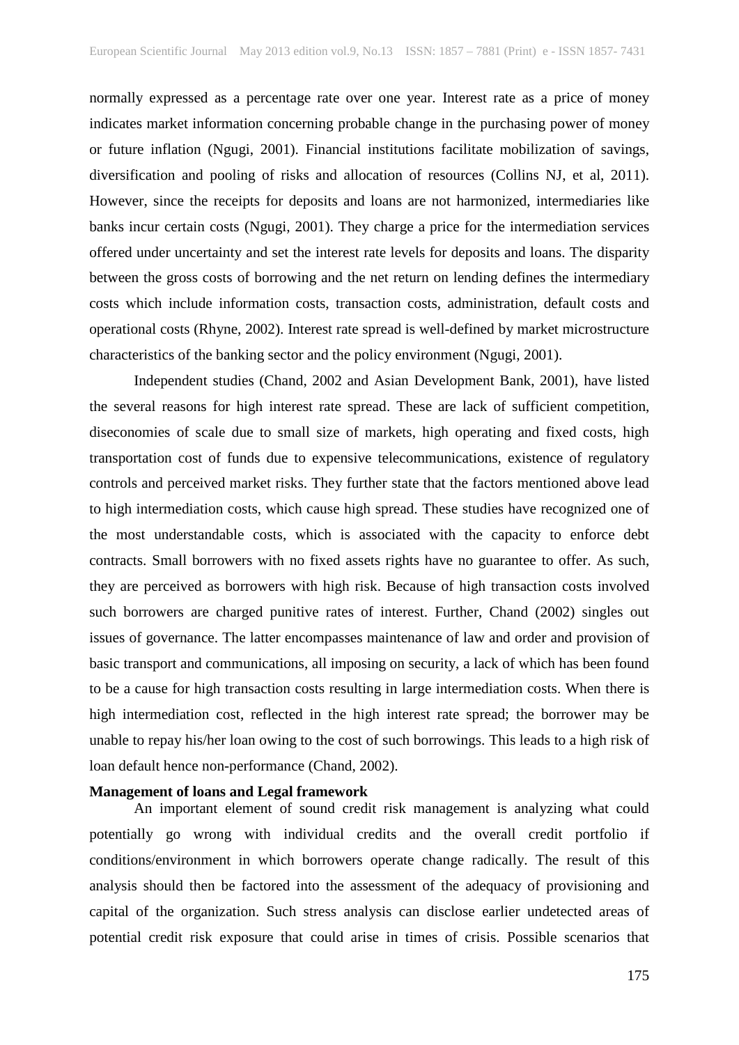normally expressed as a percentage rate over one year. Interest rate as a price of money indicates market information concerning probable change in the purchasing power of money or future inflation (Ngugi, 2001). Financial institutions facilitate mobilization of savings, diversification and pooling of risks and allocation of resources (Collins NJ, et al, 2011). However, since the receipts for deposits and loans are not harmonized, intermediaries like banks incur certain costs (Ngugi, 2001). They charge a price for the intermediation services offered under uncertainty and set the interest rate levels for deposits and loans. The disparity between the gross costs of borrowing and the net return on lending defines the intermediary costs which include information costs, transaction costs, administration, default costs and operational costs (Rhyne, 2002). Interest rate spread is well-defined by market microstructure characteristics of the banking sector and the policy environment (Ngugi, 2001).

Independent studies (Chand, 2002 and Asian Development Bank, 2001), have listed the several reasons for high interest rate spread. These are lack of sufficient competition, diseconomies of scale due to small size of markets, high operating and fixed costs, high transportation cost of funds due to expensive telecommunications, existence of regulatory controls and perceived market risks. They further state that the factors mentioned above lead to high intermediation costs, which cause high spread. These studies have recognized one of the most understandable costs, which is associated with the capacity to enforce debt contracts. Small borrowers with no fixed assets rights have no guarantee to offer. As such, they are perceived as borrowers with high risk. Because of high transaction costs involved such borrowers are charged punitive rates of interest. Further, Chand (2002) singles out issues of governance. The latter encompasses maintenance of law and order and provision of basic transport and communications, all imposing on security, a lack of which has been found to be a cause for high transaction costs resulting in large intermediation costs. When there is high intermediation cost, reflected in the high interest rate spread; the borrower may be unable to repay his/her loan owing to the cost of such borrowings. This leads to a high risk of loan default hence non-performance (Chand, 2002).

**Management of loans and Legal framework**

An important element of sound credit risk management is analyzing what could potentially go wrong with individual credits and the overall credit portfolio if conditions/environment in which borrowers operate change radically. The result of this analysis should then be factored into the assessment of the adequacy of provisioning and capital of the organization. Such stress analysis can disclose earlier undetected areas of potential credit risk exposure that could arise in times of crisis. Possible scenarios that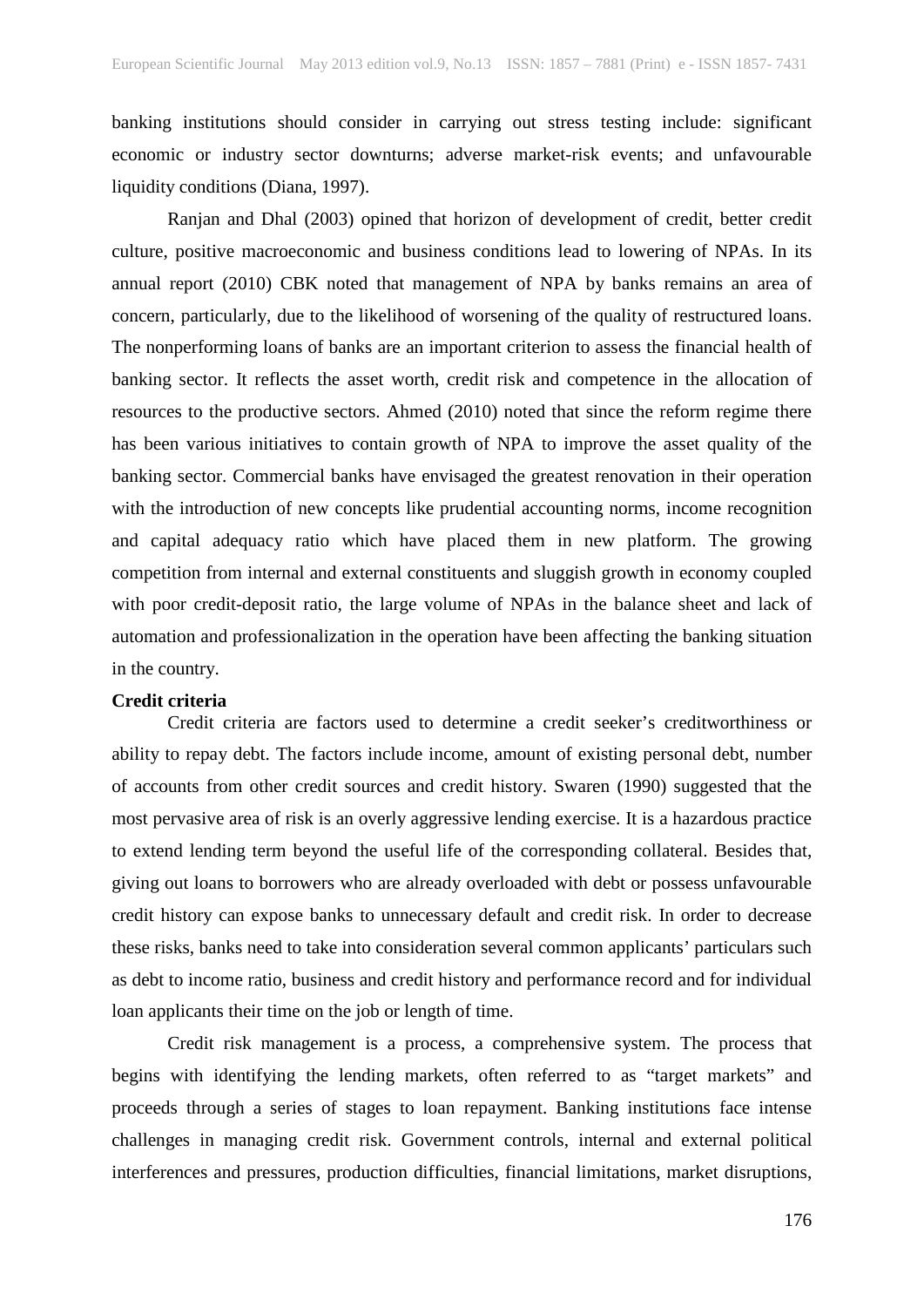banking institutions should consider in carrying out stress testing include: significant economic or industry sector downturns; adverse market-risk events; and unfavourable liquidity conditions (Diana, 1997).

Ranjan and Dhal (2003) opined that horizon of development of credit, better credit culture, positive macroeconomic and business conditions lead to lowering of NPAs. In its annual report (2010) CBK noted that management of NPA by banks remains an area of concern, particularly, due to the likelihood of worsening of the quality of restructured loans. The nonperforming loans of banks are an important criterion to assess the financial health of banking sector. It reflects the asset worth, credit risk and competence in the allocation of resources to the productive sectors. Ahmed (2010) noted that since the reform regime there has been various initiatives to contain growth of NPA to improve the asset quality of the banking sector. Commercial banks have envisaged the greatest renovation in their operation with the introduction of new concepts like prudential accounting norms, income recognition and capital adequacy ratio which have placed them in new platform. The growing competition from internal and external constituents and sluggish growth in economy coupled with poor credit-deposit ratio, the large volume of NPAs in the balance sheet and lack of automation and professionalization in the operation have been affecting the banking situation in the country.

**Credit criteria**

Credit criteria are factors used to determine a credit seeker's creditworthiness or ability to repay debt. The factors include income, amount of existing personal debt, number of accounts from other credit sources and credit history. Swaren (1990) suggested that the most pervasive area of risk is an overly aggressive lending exercise. It is a hazardous practice to extend lending term beyond the useful life of the corresponding collateral. Besides that, giving out loans to borrowers who are already overloaded with debt or possess unfavourable credit history can expose banks to unnecessary default and credit risk. In order to decrease these risks, banks need to take into consideration several common applicants' particulars such as debt to income ratio, business and credit history and performance record and for individual loan applicants their time on the job or length of time.

Credit risk management is a process, a comprehensive system. The process that begins with identifying the lending markets, often referred to as "target markets" and proceeds through a series of stages to loan repayment. Banking institutions face intense challenges in managing credit risk. Government controls, internal and external political interferences and pressures, production difficulties, financial limitations, market disruptions,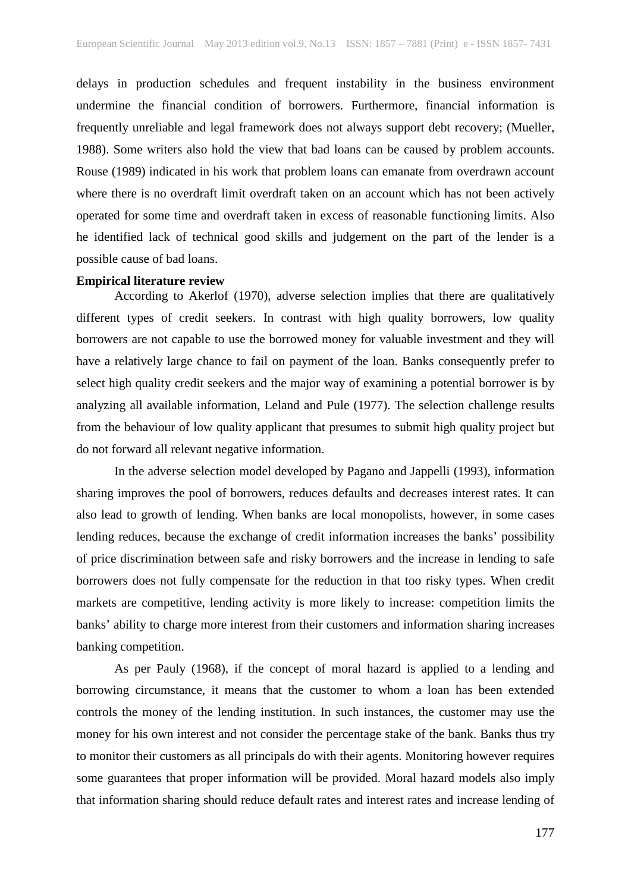delays in production schedules and frequent instability in the business environment undermine the financial condition of borrowers. Furthermore, financial information is frequently unreliable and legal framework does not always support debt recovery; (Mueller, 1988). Some writers also hold the view that bad loans can be caused by problem accounts. Rouse (1989) indicated in his work that problem loans can emanate from overdrawn account where there is no overdraft limit overdraft taken on an account which has not been actively operated for some time and overdraft taken in excess of reasonable functioning limits. Also he identified lack of technical good skills and judgement on the part of the lender is a possible cause of bad loans.

**Empirical literature review**

According to Akerlof (1970), adverse selection implies that there are qualitatively different types of credit seekers. In contrast with high quality borrowers, low quality borrowers are not capable to use the borrowed money for valuable investment and they will have a relatively large chance to fail on payment of the loan. Banks consequently prefer to select high quality credit seekers and the major way of examining a potential borrower is by analyzing all available information, Leland and Pule (1977). The selection challenge results from the behaviour of low quality applicant that presumes to submit high quality project but do not forward all relevant negative information.

In the adverse selection model developed by Pagano and Jappelli (1993), information sharing improves the pool of borrowers, reduces defaults and decreases interest rates. It can also lead to growth of lending. When banks are local monopolists, however, in some cases lending reduces, because the exchange of credit information increases the banks' possibility of price discrimination between safe and risky borrowers and the increase in lending to safe borrowers does not fully compensate for the reduction in that too risky types. When credit markets are competitive, lending activity is more likely to increase: competition limits the banks' ability to charge more interest from their customers and information sharing increases banking competition.

As per Pauly (1968), if the concept of moral hazard is applied to a lending and borrowing circumstance, it means that the customer to whom a loan has been extended controls the money of the lending institution. In such instances, the customer may use the money for his own interest and not consider the percentage stake of the bank. Banks thus try to monitor their customers as all principals do with their agents. Monitoring however requires some guarantees that proper information will be provided. Moral hazard models also imply that information sharing should reduce default rates and interest rates and increase lending of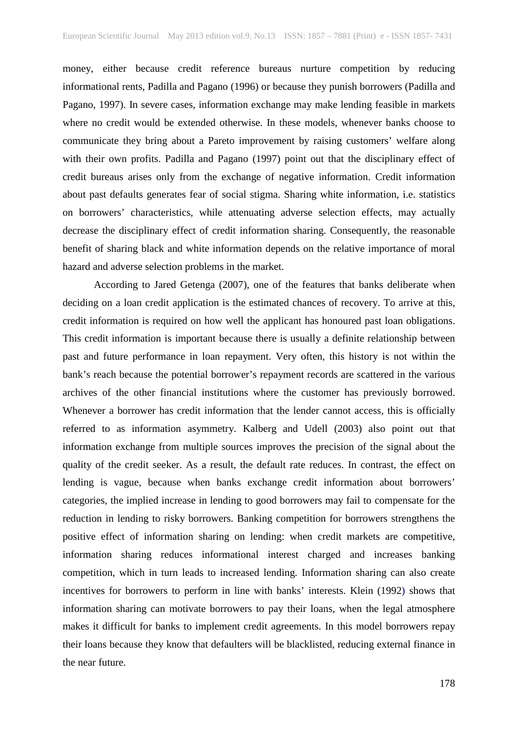money, either because credit reference bureaus nurture competition by reducing informational rents, Padilla and Pagano (1996) or because they punish borrowers (Padilla and Pagano, 1997). In severe cases, information exchange may make lending feasible in markets where no credit would be extended otherwise. In these models, whenever banks choose to communicate they bring about a Pareto improvement by raising customers' welfare along with their own profits. Padilla and Pagano (1997) point out that the disciplinary effect of credit bureaus arises only from the exchange of negative information. Credit information about past defaults generates fear of social stigma. Sharing white information, i.e. statistics on borrowers' characteristics, while attenuating adverse selection effects, may actually decrease the disciplinary effect of credit information sharing. Consequently, the reasonable benefit of sharing black and white information depends on the relative importance of moral hazard and adverse selection problems in the market.

According to Jared Getenga (2007), one of the features that banks deliberate when deciding on a loan credit application is the estimated chances of recovery. To arrive at this, credit information is required on how well the applicant has honoured past loan obligations. This credit information is important because there is usually a definite relationship between past and future performance in loan repayment. Very often, this history is not within the bank's reach because the potential borrower's repayment records are scattered in the various archives of the other financial institutions where the customer has previously borrowed. Whenever a borrower has credit information that the lender cannot access, this is officially referred to as information asymmetry. Kalberg and Udell (2003) also point out that information exchange from multiple sources improves the precision of the signal about the quality of the credit seeker. As a result, the default rate reduces. In contrast, the effect on lending is vague, because when banks exchange credit information about borrowers' categories, the implied increase in lending to good borrowers may fail to compensate for the reduction in lending to risky borrowers. Banking competition for borrowers strengthens the positive effect of information sharing on lending: when credit markets are competitive, information sharing reduces informational interest charged and increases banking competition, which in turn leads to increased lending. Information sharing can also create incentives for borrowers to perform in line with banks' interests. Klein (1992) shows that information sharing can motivate borrowers to pay their loans, when the legal atmosphere makes it difficult for banks to implement credit agreements. In this model borrowers repay their loans because they know that defaulters will be blacklisted, reducing external finance in the near future.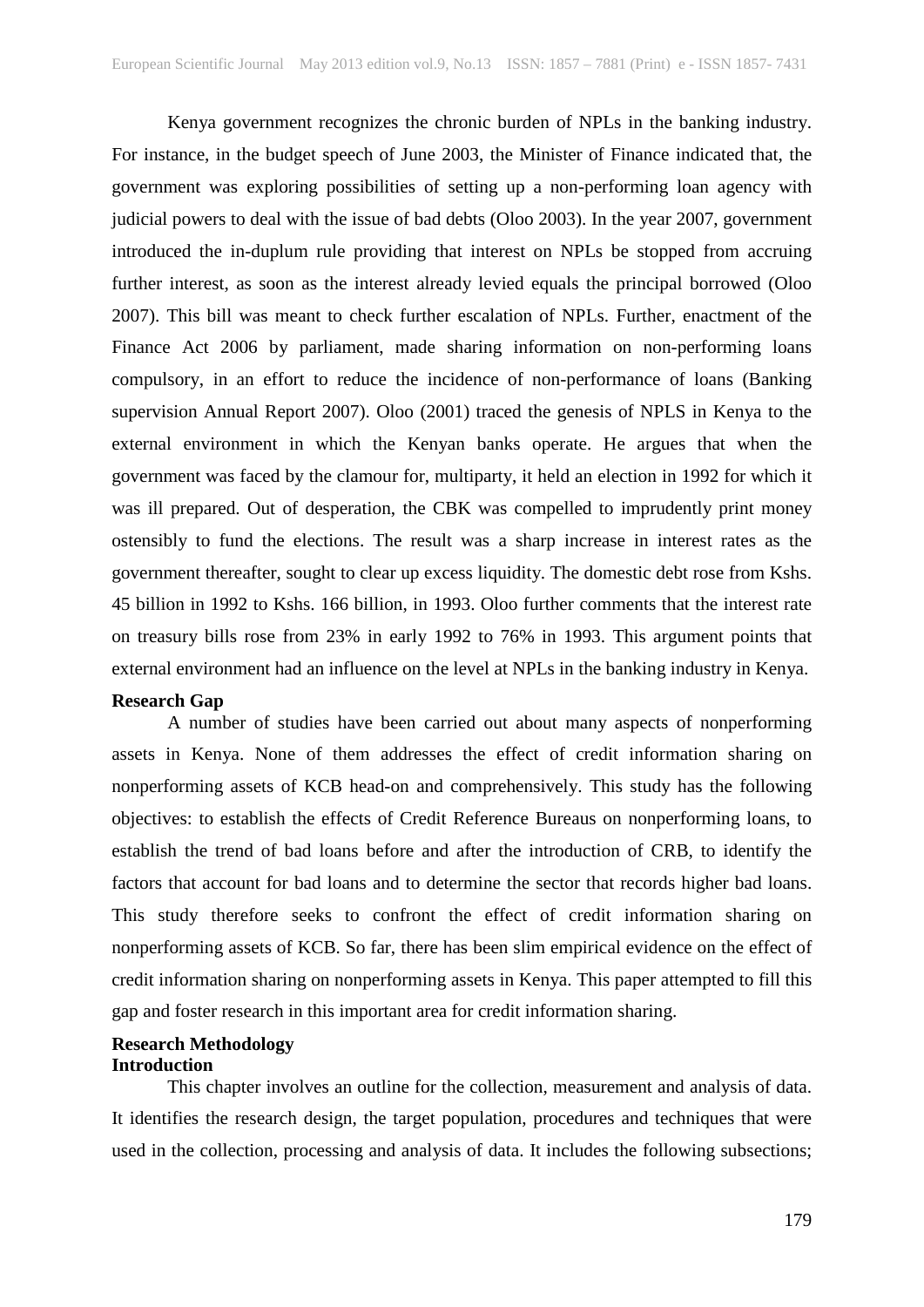Kenya government recognizes the chronic burden of NPLs in the banking industry. For instance, in the budget speech of June 2003, the Minister of Finance indicated that, the government was exploring possibilities of setting up a non-performing loan agency with judicial powers to deal with the issue of bad debts (Oloo 2003). In the year 2007, government introduced the in-duplum rule providing that interest on NPLs be stopped from accruing further interest, as soon as the interest already levied equals the principal borrowed (Oloo 2007). This bill was meant to check further escalation of NPLs. Further, enactment of the Finance Act 2006 by parliament, made sharing information on non-performing loans compulsory, in an effort to reduce the incidence of non-performance of loans (Banking supervision Annual Report 2007). Oloo (2001) traced the genesis of NPLS in Kenya to the external environment in which the Kenyan banks operate. He argues that when the government was faced by the clamour for, multiparty, it held an election in 1992 for which it was ill prepared. Out of desperation, the CBK was compelled to imprudently print money ostensibly to fund the elections. The result was a sharp increase in interest rates as the government thereafter, sought to clear up excess liquidity. The domestic debt rose from Kshs. 45 billion in 1992 to Kshs. 166 billion, in 1993. Oloo further comments that the interest rate on treasury bills rose from 23% in early 1992 to 76% in 1993. This argument points that external environment had an influence on the level at NPLs in the banking industry in Kenya.

**Research Gap**

A number of studies have been carried out about many aspects of nonperforming assets in Kenya. None of them addresses the effect of credit information sharing on nonperforming assets of KCB head-on and comprehensively. This study has the following objectives: to establish the effects of Credit Reference Bureaus on nonperforming loans, to establish the trend of bad loans before and after the introduction of CRB, to identify the factors that account for bad loans and to determine the sector that records higher bad loans. This study therefore seeks to confront the effect of credit information sharing on nonperforming assets of KCB. So far, there has been slim empirical evidence on the effect of credit information sharing on nonperforming assets in Kenya. This paper attempted to fill this gap and foster research in this important area for credit information sharing.

## Research Methodology

### Introduction

This chapter involves an outline for the collection, measurement and analysis of data. It identifies the research design, the target population, procedures and techniques that were used in the collection, processing and analysis of data. It includes the following subsections;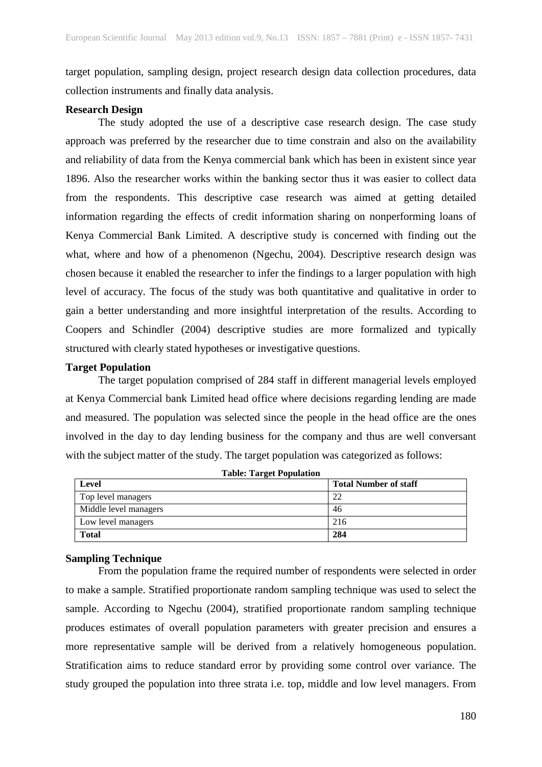target population, sampling design, project research design data collection procedures, data collection instruments and finally data analysis.

**Research Design**

The study adopted the use of a descriptive case research design. The case study approach was preferred by the researcher due to time constrain and also on the availability and reliability of data from the Kenya commercial bank which has been in existent since year 1896. Also the researcher works within the banking sector thus it was easier to collect data from the respondents. This descriptive case research was aimed at getting detailed information regarding the effects of credit information sharing on nonperforming loans of Kenya Commercial Bank Limited. A descriptive study is concerned with finding out the what, where and how of a phenomenon (Ngechu, 2004). Descriptive research design was chosen because it enabled the researcher to infer the findings to a larger population with high level of accuracy. The focus of the study was both quantitative and qualitative in order to gain a better understanding and more insightful interpretation of the results. According to Coopers and Schindler (2004) descriptive studies are more formalized and typically structured with clearly stated hypotheses or investigative questions.

**Target Population**

The target population comprised of 284 staff in different managerial levels employed at Kenya Commercial bank Limited head office where decisions regarding lending are made and measured. The population was selected since the people in the head office are the ones involved in the day to day lending business for the company and thus are well conversant with the subject matter of the study. The target population was categorized as follows:

**Table: Target Population**

| Level | Total Number of staff |
|---|---|
| Top level managers | 22 |
| Middle level managers | 46 |
| Low level managers | 216 |
| **Total** | **284** |

**Sampling Technique**

From the population frame the required number of respondents were selected in order to make a sample. Stratified proportionate random sampling technique was used to select the sample. According to Ngechu (2004), stratified proportionate random sampling technique produces estimates of overall population parameters with greater precision and ensures a more representative sample will be derived from a relatively homogeneous population. Stratification aims to reduce standard error by providing some control over variance. The study grouped the population into three strata i.e. top, middle and low level managers. From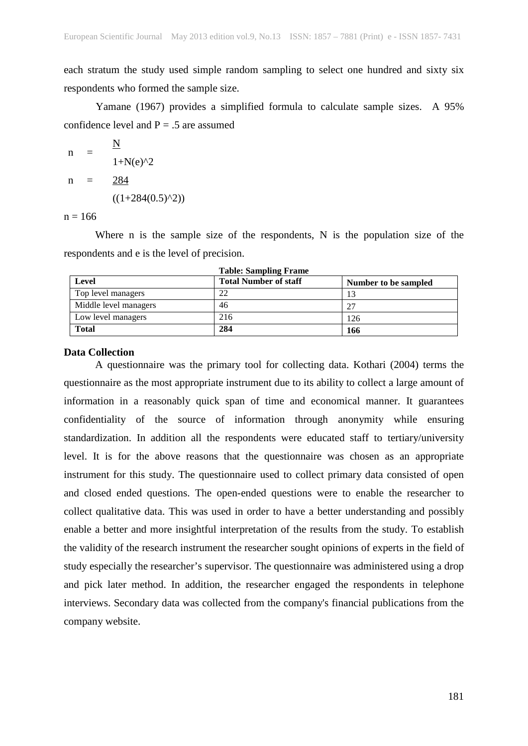each stratum the study used simple random sampling to select one hundred and sixty six respondents who formed the sample size.

Yamane (1967) provides a simplified formula to calculate sample sizes. A 95% confidence level and P = .5 are assumed

$$n = \frac{N}{1+N(e)^2}$$

$$n = \frac{284}{((1+284(0.5)^2))}$$

n = 166

Where n is the sample size of the respondents, N is the population size of the respondents and e is the level of precision.

**Table: Sampling Frame**

| Level | Total Number of staff | Number to be sampled |
|---|---|---|
| Top level managers | 22 | 13 |
| Middle level managers | 46 | 27 |
| Low level managers | 216 | 126 |
| **Total** | **284** | **166** |

### Data Collection

A questionnaire was the primary tool for collecting data. Kothari (2004) terms the questionnaire as the most appropriate instrument due to its ability to collect a large amount of information in a reasonably quick span of time and economical manner. It guarantees confidentiality of the source of information through anonymity while ensuring standardization. In addition all the respondents were educated staff to tertiary/university level. It is for the above reasons that the questionnaire was chosen as an appropriate instrument for this study. The questionnaire used to collect primary data consisted of open and closed ended questions. The open-ended questions were to enable the researcher to collect qualitative data. This was used in order to have a better understanding and possibly enable a better and more insightful interpretation of the results from the study. To establish the validity of the research instrument the researcher sought opinions of experts in the field of study especially the researcher's supervisor. The questionnaire was administered using a drop and pick later method. In addition, the researcher engaged the respondents in telephone interviews. Secondary data was collected from the company's financial publications from the company website.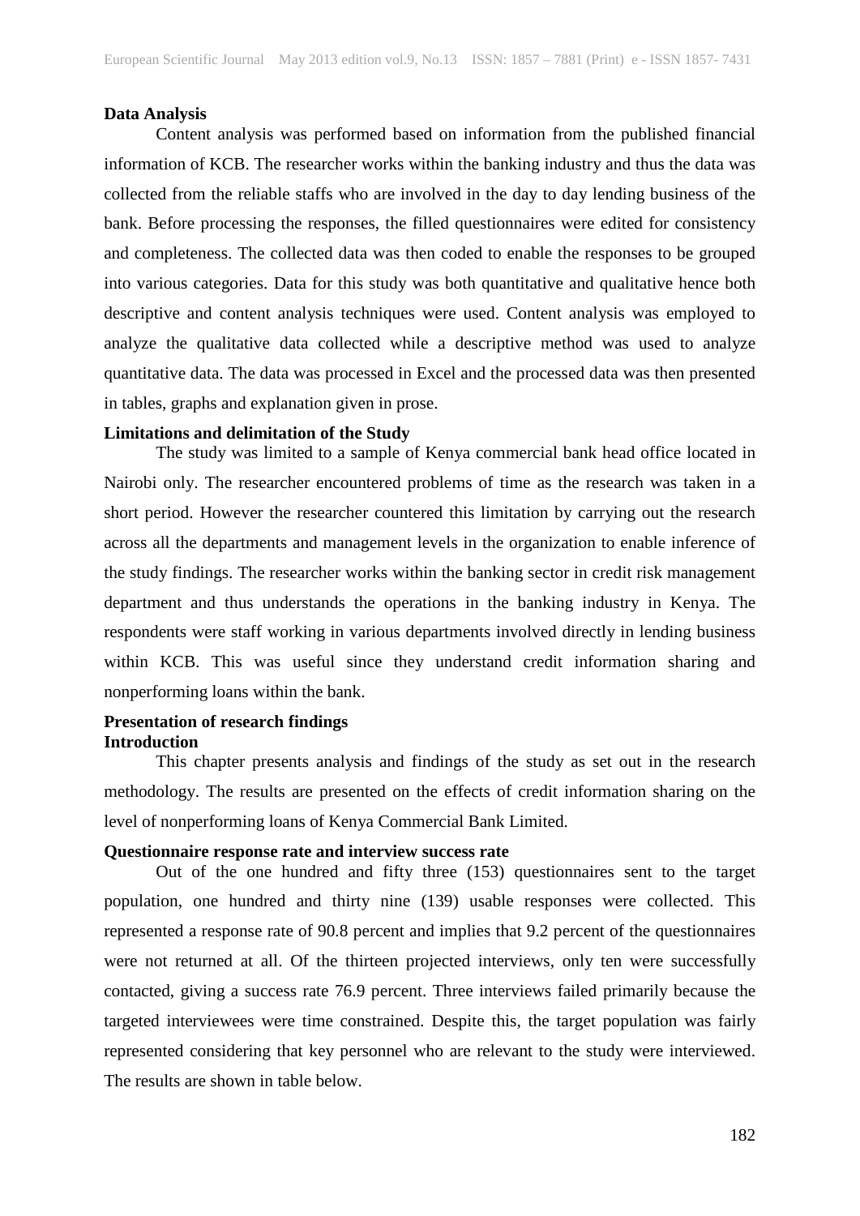**Data Analysis**

Content analysis was performed based on information from the published financial information of KCB. The researcher works within the banking industry and thus the data was collected from the reliable staffs who are involved in the day to day lending business of the bank. Before processing the responses, the filled questionnaires were edited for consistency and completeness. The collected data was then coded to enable the responses to be grouped into various categories. Data for this study was both quantitative and qualitative hence both descriptive and content analysis techniques were used. Content analysis was employed to analyze the qualitative data collected while a descriptive method was used to analyze quantitative data. The data was processed in Excel and the processed data was then presented in tables, graphs and explanation given in prose.

**Limitations and delimitation of the Study**

The study was limited to a sample of Kenya commercial bank head office located in Nairobi only. The researcher encountered problems of time as the research was taken in a short period. However the researcher countered this limitation by carrying out the research across all the departments and management levels in the organization to enable inference of the study findings. The researcher works within the banking sector in credit risk management department and thus understands the operations in the banking industry in Kenya. The respondents were staff working in various departments involved directly in lending business within KCB. This was useful since they understand credit information sharing and nonperforming loans within the bank.

**Presentation of research findings**

**Introduction**

This chapter presents analysis and findings of the study as set out in the research methodology. The results are presented on the effects of credit information sharing on the level of nonperforming loans of Kenya Commercial Bank Limited.

**Questionnaire response rate and interview success rate**

Out of the one hundred and fifty three (153) questionnaires sent to the target population, one hundred and thirty nine (139) usable responses were collected. This represented a response rate of 90.8 percent and implies that 9.2 percent of the questionnaires were not returned at all. Of the thirteen projected interviews, only ten were successfully contacted, giving a success rate 76.9 percent. Three interviews failed primarily because the targeted interviewees were time constrained. Despite this, the target population was fairly represented considering that key personnel who are relevant to the study were interviewed. The results are shown in table below.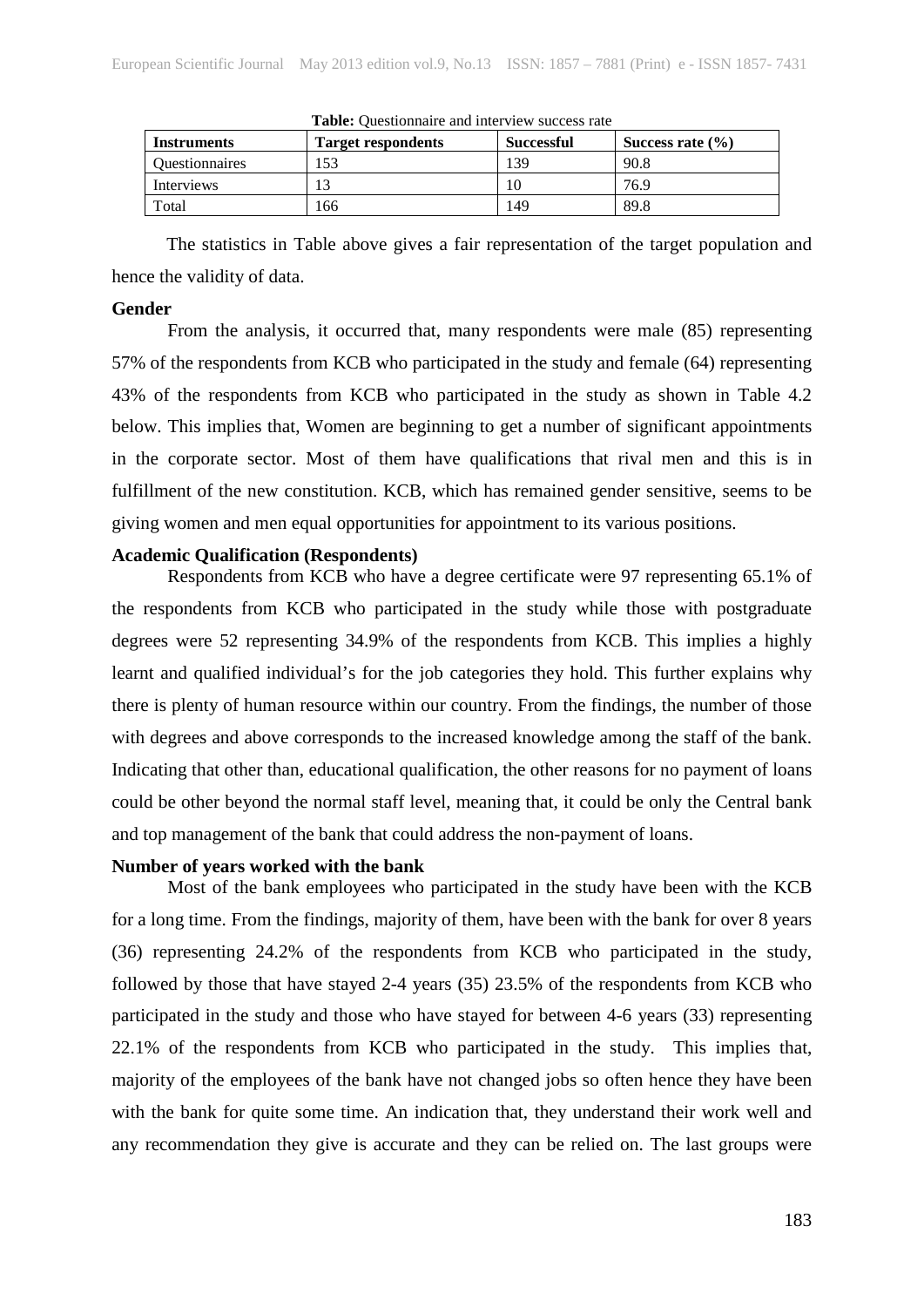**Table:** Questionnaire and interview success rate

| Instruments | Target respondents | Successful | Success rate (%) |
|---|---|---|---|
| Questionnaires | 153 | 139 | 90.8 |
| Interviews | 13 | 10 | 76.9 |
| Total | 166 | 149 | 89.8 |

The statistics in Table above gives a fair representation of the target population and hence the validity of data.

**Gender**

From the analysis, it occurred that, many respondents were male (85) representing 57% of the respondents from KCB who participated in the study and female (64) representing 43% of the respondents from KCB who participated in the study as shown in Table 4.2 below. This implies that, Women are beginning to get a number of significant appointments in the corporate sector. Most of them have qualifications that rival men and this is in fulfillment of the new constitution. KCB, which has remained gender sensitive, seems to be giving women and men equal opportunities for appointment to its various positions.

**Academic Qualification (Respondents)**

Respondents from KCB who have a degree certificate were 97 representing 65.1% of the respondents from KCB who participated in the study while those with postgraduate degrees were 52 representing 34.9% of the respondents from KCB. This implies a highly learnt and qualified individual's for the job categories they hold. This further explains why there is plenty of human resource within our country. From the findings, the number of those with degrees and above corresponds to the increased knowledge among the staff of the bank. Indicating that other than, educational qualification, the other reasons for no payment of loans could be other beyond the normal staff level, meaning that, it could be only the Central bank and top management of the bank that could address the non-payment of loans.

**Number of years worked with the bank**

Most of the bank employees who participated in the study have been with the KCB for a long time. From the findings, majority of them, have been with the bank for over 8 years (36) representing 24.2% of the respondents from KCB who participated in the study, followed by those that have stayed 2-4 years (35) 23.5% of the respondents from KCB who participated in the study and those who have stayed for between 4-6 years (33) representing 22.1% of the respondents from KCB who participated in the study. This implies that, majority of the employees of the bank have not changed jobs so often hence they have been with the bank for quite some time. An indication that, they understand their work well and any recommendation they give is accurate and they can be relied on. The last groups were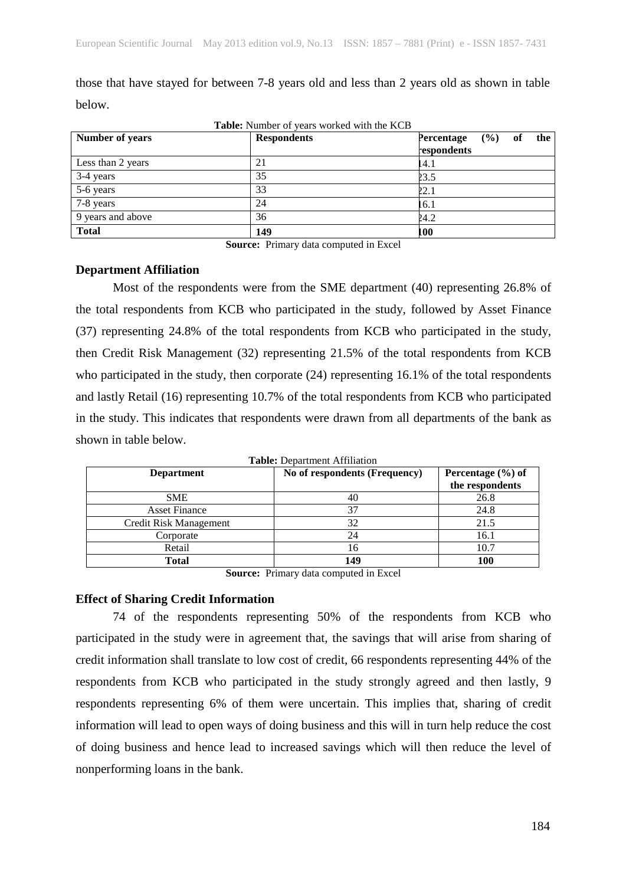those that have stayed for between 7-8 years old and less than 2 years old as shown in table below.

**Table:** Number of years worked with the KCB

| Number of years | Respondents | Percentage (%) of the respondents |
|---|---|---|
| Less than 2 years | 21 | 14.1 |
| 3-4 years | 35 | 23.5 |
| 5-6 years | 33 | 22.1 |
| 7-8 years | 24 | 16.1 |
| 9 years and above | 36 | 24.2 |
| **Total** | **149** | **100** |

**Source:** Primary data computed in Excel

### Department Affiliation

Most of the respondents were from the SME department (40) representing 26.8% of the total respondents from KCB who participated in the study, followed by Asset Finance (37) representing 24.8% of the total respondents from KCB who participated in the study, then Credit Risk Management (32) representing 21.5% of the total respondents from KCB who participated in the study, then corporate (24) representing 16.1% of the total respondents and lastly Retail (16) representing 10.7% of the total respondents from KCB who participated in the study. This indicates that respondents were drawn from all departments of the bank as shown in table below.

**Table:** Department Affiliation

| Department | No of respondents (Frequency) | Percentage (%) of the respondents |
|---|---|---|
| SME | 40 | 26.8 |
| Asset Finance | 37 | 24.8 |
| Credit Risk Management | 32 | 21.5 |
| Corporate | 24 | 16.1 |
| Retail | 16 | 10.7 |
| **Total** | **149** | **100** |

**Source:** Primary data computed in Excel

### Effect of Sharing Credit Information

74 of the respondents representing 50% of the respondents from KCB who participated in the study were in agreement that, the savings that will arise from sharing of credit information shall translate to low cost of credit, 66 respondents representing 44% of the respondents from KCB who participated in the study strongly agreed and then lastly, 9 respondents representing 6% of them were uncertain. This implies that, sharing of credit information will lead to open ways of doing business and this will in turn help reduce the cost of doing business and hence lead to increased savings which will then reduce the level of nonperforming loans in the bank.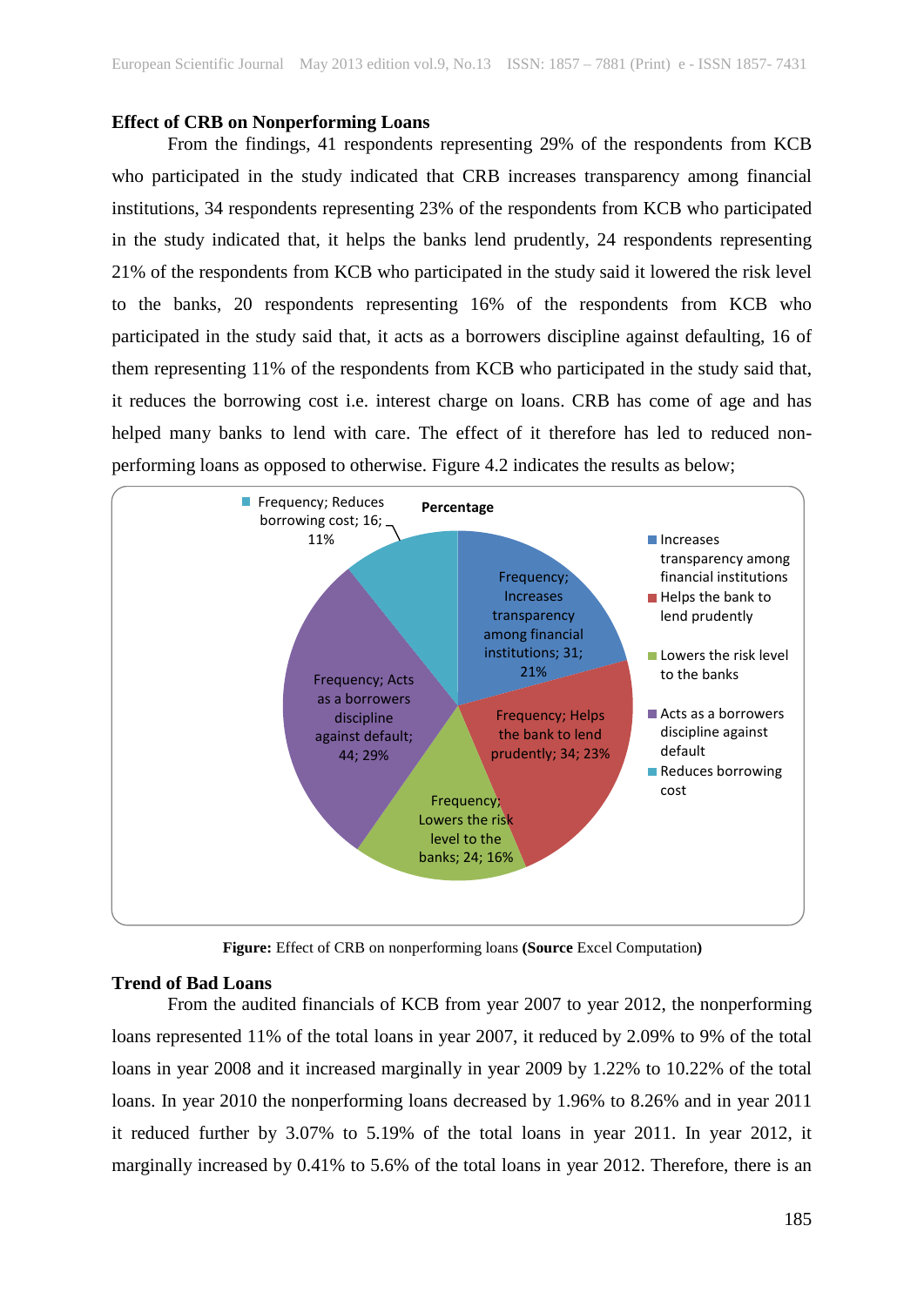### Effect of CRB on Nonperforming Loans

From the findings, 41 respondents representing 29% of the respondents from KCB who participated in the study indicated that CRB increases transparency among financial institutions, 34 respondents representing 23% of the respondents from KCB who participated in the study indicated that, it helps the banks lend prudently, 24 respondents representing 21% of the respondents from KCB who participated in the study said it lowered the risk level to the banks, 20 respondents representing 16% of the respondents from KCB who participated in the study said that, it acts as a borrowers discipline against defaulting, 16 of them representing 11% of the respondents from KCB who participated in the study said that, it reduces the borrowing cost i.e. interest charge on loans. CRB has come of age and has helped many banks to lend with care. The effect of it therefore has led to reduced non-performing loans as opposed to otherwise. Figure 4.2 indicates the results as below;

Percentage

| Category | Frequency | Percentage |
|---|---|---|
| Increases transparency among financial institutions | 31 | 21% |
| Helps the bank to lend prudently | 34 | 23% |
| Lowers the risk level to the banks | 24 | 16% |
| Acts as a borrowers discipline against default | 44 | 29% |
| Reduces borrowing cost | 16 | 11% |

**Figure:** Effect of CRB on nonperforming loans **(Source** Excel Computation**)**

### Trend of Bad Loans

From the audited financials of KCB from year 2007 to year 2012, the nonperforming loans represented 11% of the total loans in year 2007, it reduced by 2.09% to 9% of the total loans in year 2008 and it increased marginally in year 2009 by 1.22% to 10.22% of the total loans. In year 2010 the nonperforming loans decreased by 1.96% to 8.26% and in year 2011 it reduced further by 3.07% to 5.19% of the total loans in year 2011. In year 2012, it marginally increased by 0.41% to 5.6% of the total loans in year 2012. Therefore, there is an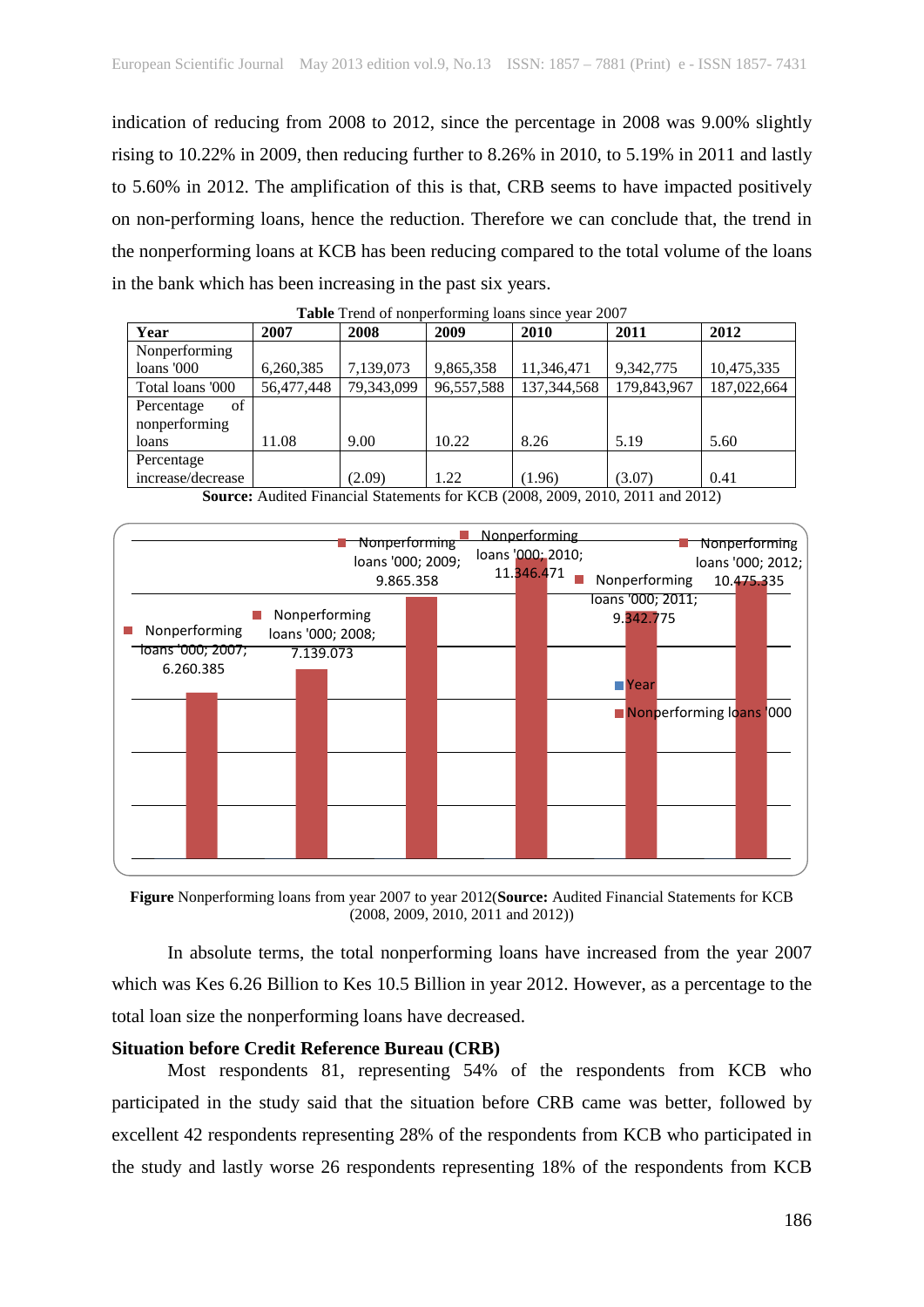indication of reducing from 2008 to 2012, since the percentage in 2008 was 9.00% slightly rising to 10.22% in 2009, then reducing further to 8.26% in 2010, to 5.19% in 2011 and lastly to 5.60% in 2012. The amplification of this is that, CRB seems to have impacted positively on non-performing loans, hence the reduction. Therefore we can conclude that, the trend in the nonperforming loans at KCB has been reducing compared to the total volume of the loans in the bank which has been increasing in the past six years.

**Table** Trend of nonperforming loans since year 2007

| Year | 2007 | 2008 | 2009 | 2010 | 2011 | 2012 |
|---|---|---|---|---|---|---|
| Nonperforming loans '000 | 6,260,385 | 7,139,073 | 9,865,358 | 11,346,471 | 9,342,775 | 10,475,335 |
| Total loans '000 | 56,477,448 | 79,343,099 | 96,557,588 | 137,344,568 | 179,843,967 | 187,022,664 |
| Percentage of nonperforming loans | 11.08 | 9.00 | 10.22 | 8.26 | 5.19 | 5.60 |
| Percentage increase/decrease | | (2.09) | 1.22 | (1.96) | (3.07) | 0.41 |

**Source:** Audited Financial Statements for KCB (2008, 2009, 2010, 2011 and 2012)

**Figure** Nonperforming loans from year 2007 to year 2012(**Source:** Audited Financial Statements for KCB (2008, 2009, 2010, 2011 and 2012))

In absolute terms, the total nonperforming loans have increased from the year 2007 which was Kes 6.26 Billion to Kes 10.5 Billion in year 2012. However, as a percentage to the total loan size the nonperforming loans have decreased.

**Situation before Credit Reference Bureau (CRB)**

Most respondents 81, representing 54% of the respondents from KCB who participated in the study said that the situation before CRB came was better, followed by excellent 42 respondents representing 28% of the respondents from KCB who participated in the study and lastly worse 26 respondents representing 18% of the respondents from KCB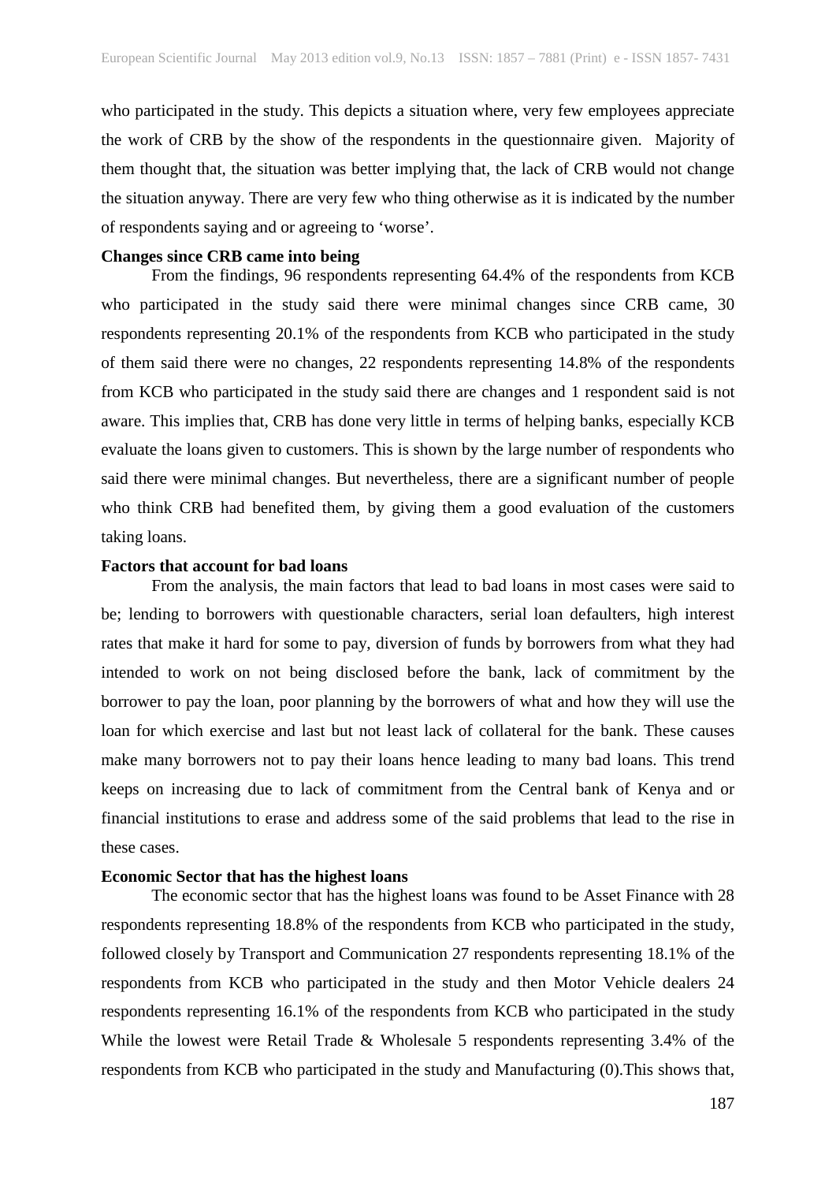who participated in the study. This depicts a situation where, very few employees appreciate the work of CRB by the show of the respondents in the questionnaire given. Majority of them thought that, the situation was better implying that, the lack of CRB would not change the situation anyway. There are very few who thing otherwise as it is indicated by the number of respondents saying and or agreeing to 'worse'.

**Changes since CRB came into being**

From the findings, 96 respondents representing 64.4% of the respondents from KCB who participated in the study said there were minimal changes since CRB came, 30 respondents representing 20.1% of the respondents from KCB who participated in the study of them said there were no changes, 22 respondents representing 14.8% of the respondents from KCB who participated in the study said there are changes and 1 respondent said is not aware. This implies that, CRB has done very little in terms of helping banks, especially KCB evaluate the loans given to customers. This is shown by the large number of respondents who said there were minimal changes. But nevertheless, there are a significant number of people who think CRB had benefited them, by giving them a good evaluation of the customers taking loans.

**Factors that account for bad loans**

From the analysis, the main factors that lead to bad loans in most cases were said to be; lending to borrowers with questionable characters, serial loan defaulters, high interest rates that make it hard for some to pay, diversion of funds by borrowers from what they had intended to work on not being disclosed before the bank, lack of commitment by the borrower to pay the loan, poor planning by the borrowers of what and how they will use the loan for which exercise and last but not least lack of collateral for the bank. These causes make many borrowers not to pay their loans hence leading to many bad loans. This trend keeps on increasing due to lack of commitment from the Central bank of Kenya and or financial institutions to erase and address some of the said problems that lead to the rise in these cases.

**Economic Sector that has the highest loans**

The economic sector that has the highest loans was found to be Asset Finance with 28 respondents representing 18.8% of the respondents from KCB who participated in the study, followed closely by Transport and Communication 27 respondents representing 18.1% of the respondents from KCB who participated in the study and then Motor Vehicle dealers 24 respondents representing 16.1% of the respondents from KCB who participated in the study While the lowest were Retail Trade & Wholesale 5 respondents representing 3.4% of the respondents from KCB who participated in the study and Manufacturing (0).This shows that,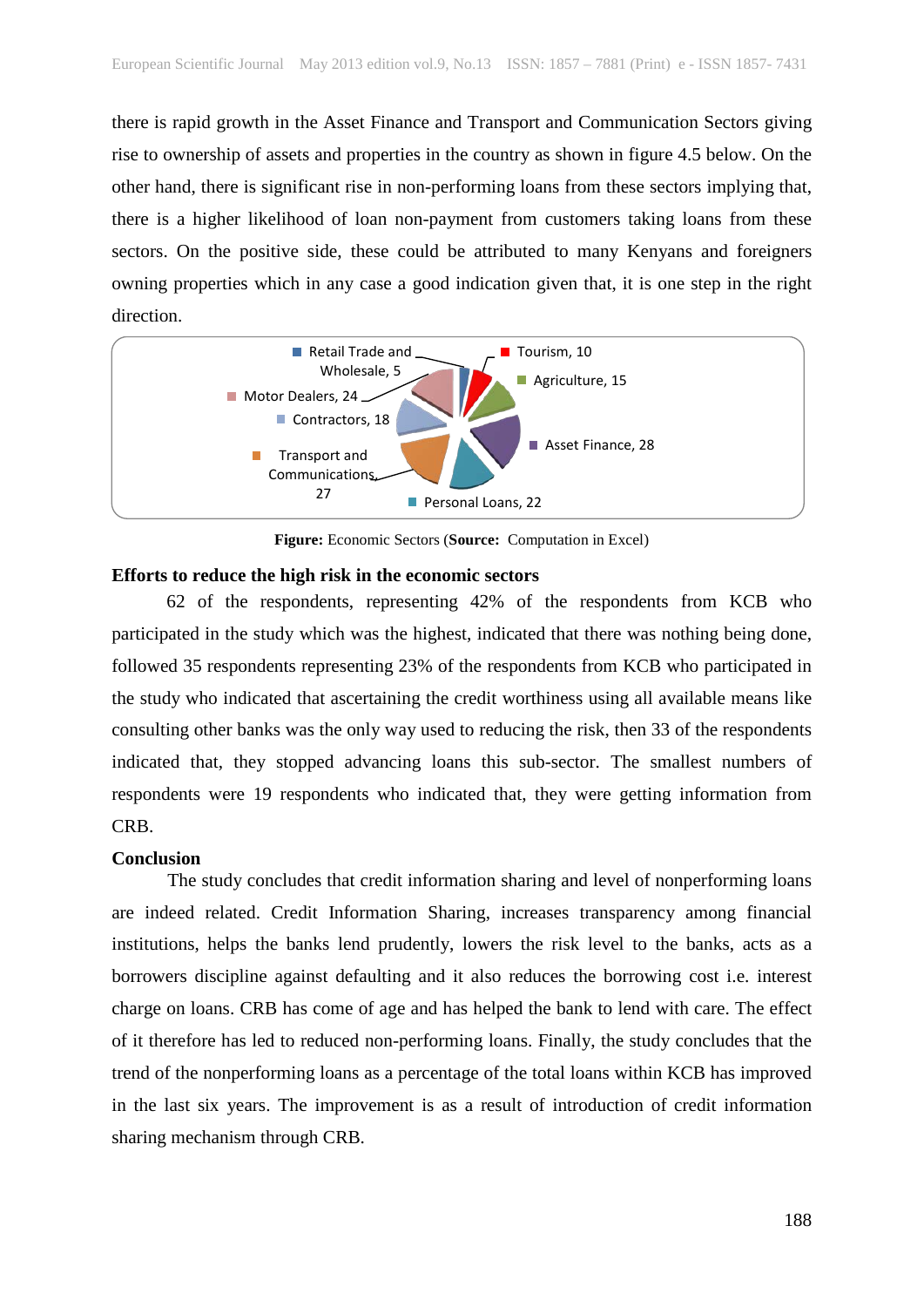there is rapid growth in the Asset Finance and Transport and Communication Sectors giving rise to ownership of assets and properties in the country as shown in figure 4.5 below. On the other hand, there is significant rise in non-performing loans from these sectors implying that, there is a higher likelihood of loan non-payment from customers taking loans from these sectors. On the positive side, these could be attributed to many Kenyans and foreigners owning properties which in any case a good indication given that, it is one step in the right direction.

Retail Trade and Wholesale, 5
Tourism, 10
Agriculture, 15
Motor Dealers, 24
Contractors, 18
Asset Finance, 28
Transport and Communications, 27
Personal Loans, 22

**Figure:** Economic Sectors (**Source:** Computation in Excel)

**Efforts to reduce the high risk in the economic sectors**

62 of the respondents, representing 42% of the respondents from KCB who participated in the study which was the highest, indicated that there was nothing being done, followed 35 respondents representing 23% of the respondents from KCB who participated in the study who indicated that ascertaining the credit worthiness using all available means like consulting other banks was the only way used to reducing the risk, then 33 of the respondents indicated that, they stopped advancing loans this sub-sector. The smallest numbers of respondents were 19 respondents who indicated that, they were getting information from CRB.

**Conclusion**

The study concludes that credit information sharing and level of nonperforming loans are indeed related. Credit Information Sharing, increases transparency among financial institutions, helps the banks lend prudently, lowers the risk level to the banks, acts as a borrowers discipline against defaulting and it also reduces the borrowing cost i.e. interest charge on loans. CRB has come of age and has helped the bank to lend with care. The effect of it therefore has led to reduced non-performing loans. Finally, the study concludes that the trend of the nonperforming loans as a percentage of the total loans within KCB has improved in the last six years. The improvement is as a result of introduction of credit information sharing mechanism through CRB.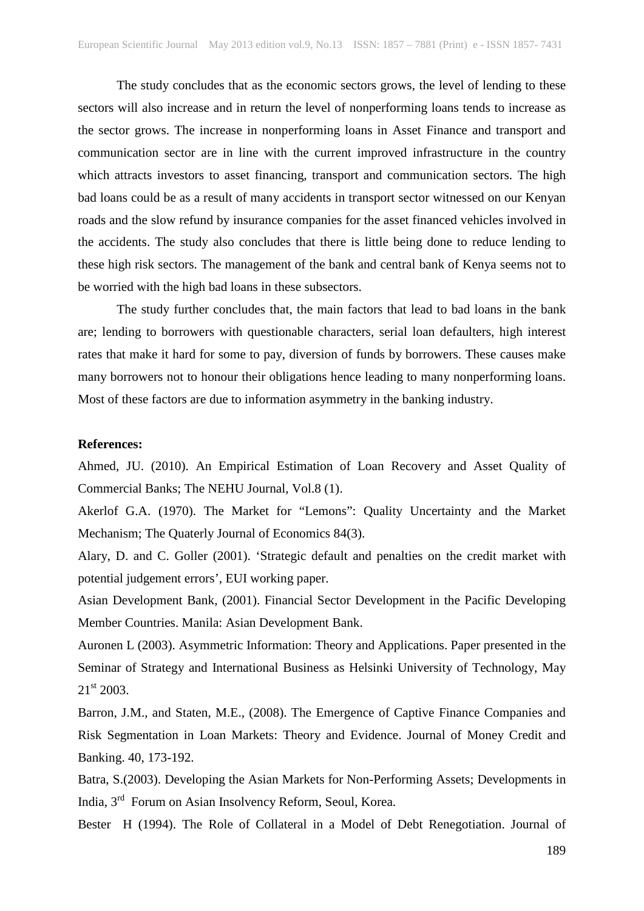The study concludes that as the economic sectors grows, the level of lending to these sectors will also increase and in return the level of nonperforming loans tends to increase as the sector grows. The increase in nonperforming loans in Asset Finance and transport and communication sector are in line with the current improved infrastructure in the country which attracts investors to asset financing, transport and communication sectors. The high bad loans could be as a result of many accidents in transport sector witnessed on our Kenyan roads and the slow refund by insurance companies for the asset financed vehicles involved in the accidents. The study also concludes that there is little being done to reduce lending to these high risk sectors. The management of the bank and central bank of Kenya seems not to be worried with the high bad loans in these subsectors.

The study further concludes that, the main factors that lead to bad loans in the bank are; lending to borrowers with questionable characters, serial loan defaulters, high interest rates that make it hard for some to pay, diversion of funds by borrowers. These causes make many borrowers not to honour their obligations hence leading to many nonperforming loans. Most of these factors are due to information asymmetry in the banking industry.

**References:**

Ahmed, JU. (2010). An Empirical Estimation of Loan Recovery and Asset Quality of Commercial Banks; The NEHU Journal, Vol.8 (1).

Akerlof G.A. (1970). The Market for "Lemons": Quality Uncertainty and the Market Mechanism; The Quaterly Journal of Economics 84(3).

Alary, D. and C. Goller (2001). 'Strategic default and penalties on the credit market with potential judgement errors', EUI working paper.

Asian Development Bank, (2001). Financial Sector Development in the Pacific Developing Member Countries. Manila: Asian Development Bank.

Auronen L (2003). Asymmetric Information: Theory and Applications. Paper presented in the Seminar of Strategy and International Business as Helsinki University of Technology, May 21st 2003.

Barron, J.M., and Staten, M.E., (2008). The Emergence of Captive Finance Companies and Risk Segmentation in Loan Markets: Theory and Evidence. Journal of Money Credit and Banking. 40, 173-192.

Batra, S.(2003). Developing the Asian Markets for Non-Performing Assets; Developments in India, 3rd Forum on Asian Insolvency Reform, Seoul, Korea.

Bester H (1994). The Role of Collateral in a Model of Debt Renegotiation. Journal of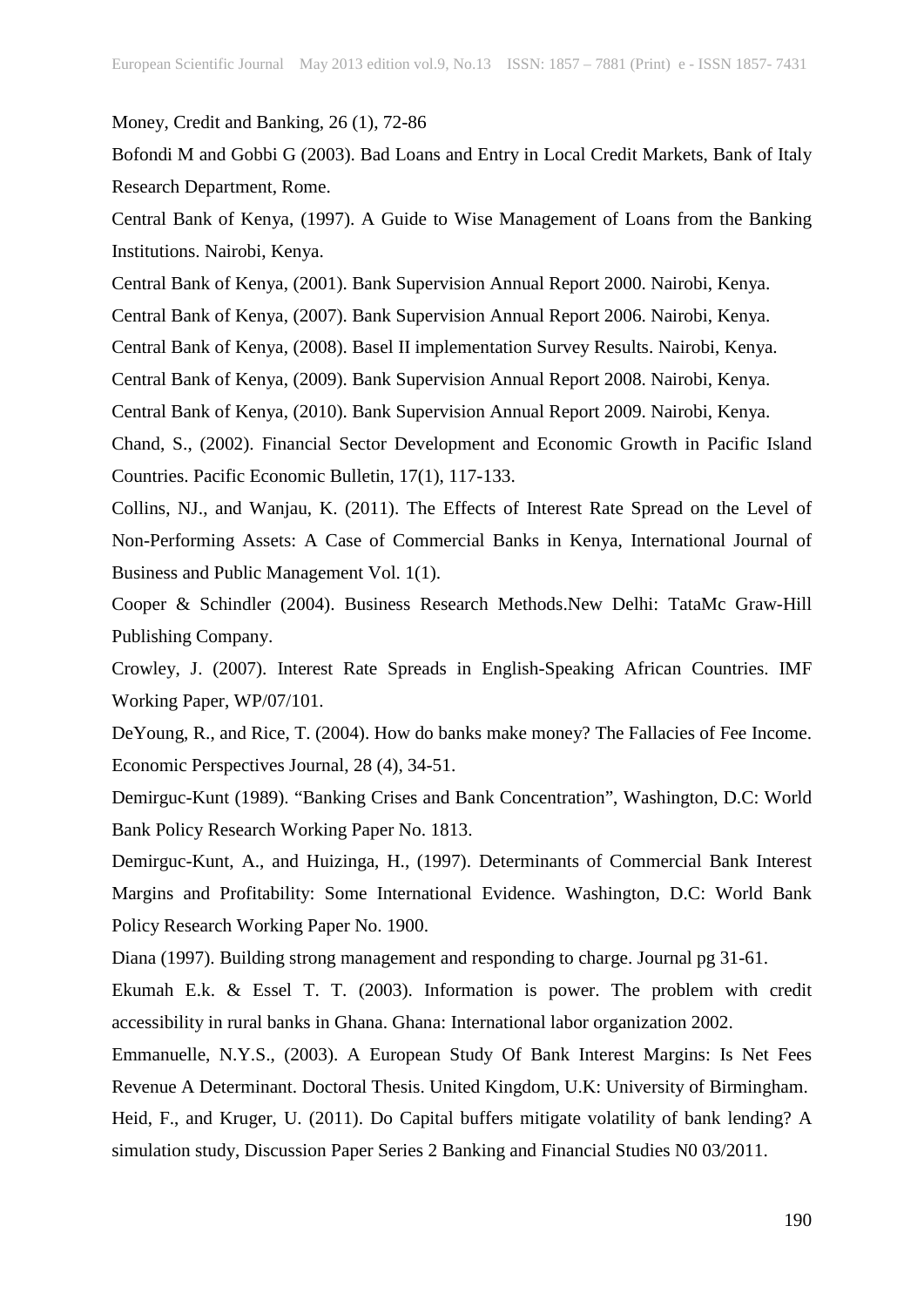Money, Credit and Banking, 26 (1), 72-86

Bofondi M and Gobbi G (2003). Bad Loans and Entry in Local Credit Markets, Bank of Italy Research Department, Rome.

Central Bank of Kenya, (1997). A Guide to Wise Management of Loans from the Banking Institutions. Nairobi, Kenya.

Central Bank of Kenya, (2001). Bank Supervision Annual Report 2000. Nairobi, Kenya.

Central Bank of Kenya, (2007). Bank Supervision Annual Report 2006. Nairobi, Kenya.

Central Bank of Kenya, (2008). Basel II implementation Survey Results. Nairobi, Kenya.

Central Bank of Kenya, (2009). Bank Supervision Annual Report 2008. Nairobi, Kenya.

Central Bank of Kenya, (2010). Bank Supervision Annual Report 2009. Nairobi, Kenya.

Chand, S., (2002). Financial Sector Development and Economic Growth in Pacific Island Countries. Pacific Economic Bulletin, 17(1), 117-133.

Collins, NJ., and Wanjau, K. (2011). The Effects of Interest Rate Spread on the Level of Non-Performing Assets: A Case of Commercial Banks in Kenya, International Journal of Business and Public Management Vol. 1(1).

Cooper & Schindler (2004). Business Research Methods.New Delhi: TataMc Graw-Hill Publishing Company.

Crowley, J. (2007). Interest Rate Spreads in English-Speaking African Countries. IMF Working Paper, WP/07/101.

DeYoung, R., and Rice, T. (2004). How do banks make money? The Fallacies of Fee Income. Economic Perspectives Journal, 28 (4), 34-51.

Demirguc-Kunt (1989). "Banking Crises and Bank Concentration", Washington, D.C: World Bank Policy Research Working Paper No. 1813.

Demirguc-Kunt, A., and Huizinga, H., (1997). Determinants of Commercial Bank Interest Margins and Profitability: Some International Evidence. Washington, D.C: World Bank Policy Research Working Paper No. 1900.

Diana (1997). Building strong management and responding to charge. Journal pg 31-61.

Ekumah E.k. & Essel T. T. (2003). Information is power. The problem with credit accessibility in rural banks in Ghana. Ghana: International labor organization 2002.

Emmanuelle, N.Y.S., (2003). A European Study Of Bank Interest Margins: Is Net Fees Revenue A Determinant. Doctoral Thesis. United Kingdom, U.K: University of Birmingham.

Heid, F., and Kruger, U. (2011). Do Capital buffers mitigate volatility of bank lending? A simulation study, Discussion Paper Series 2 Banking and Financial Studies N0 03/2011.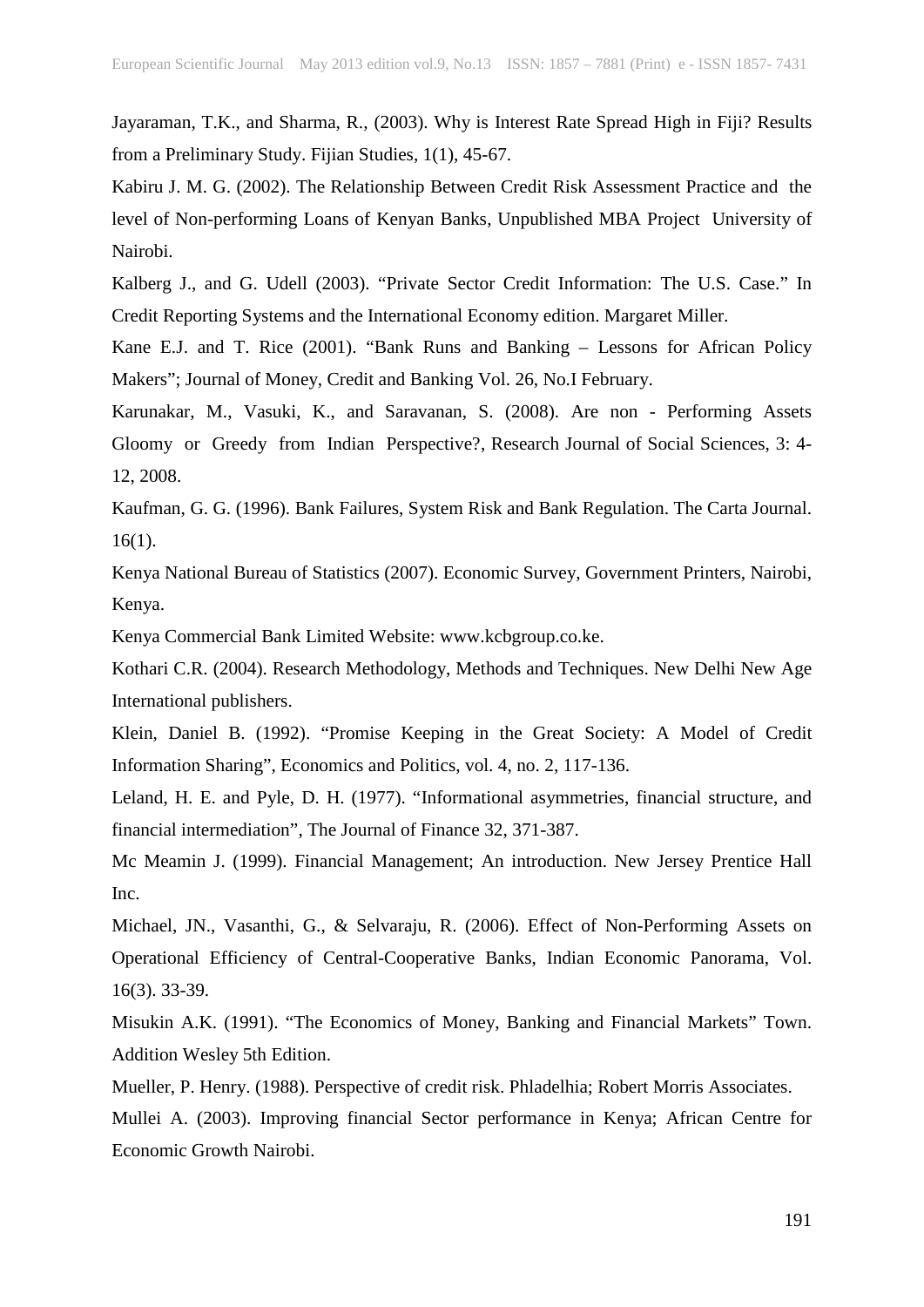Jayaraman, T.K., and Sharma, R., (2003). Why is Interest Rate Spread High in Fiji? Results from a Preliminary Study. Fijian Studies, 1(1), 45-67.

Kabiru J. M. G. (2002). The Relationship Between Credit Risk Assessment Practice and the level of Non-performing Loans of Kenyan Banks, Unpublished MBA Project University of Nairobi.

Kalberg J., and G. Udell (2003). "Private Sector Credit Information: The U.S. Case." In Credit Reporting Systems and the International Economy edition. Margaret Miller.

Kane E.J. and T. Rice (2001). "Bank Runs and Banking – Lessons for African Policy Makers"; Journal of Money, Credit and Banking Vol. 26, No.I February.

Karunakar, M., Vasuki, K., and Saravanan, S. (2008). Are non - Performing Assets Gloomy or Greedy from Indian Perspective?, Research Journal of Social Sciences, 3: 4-12, 2008.

Kaufman, G. G. (1996). Bank Failures, System Risk and Bank Regulation. The Carta Journal. 16(1).

Kenya National Bureau of Statistics (2007). Economic Survey, Government Printers, Nairobi, Kenya.

Kenya Commercial Bank Limited Website: www.kcbgroup.co.ke.

Kothari C.R. (2004). Research Methodology, Methods and Techniques. New Delhi New Age International publishers.

Klein, Daniel B. (1992). "Promise Keeping in the Great Society: A Model of Credit Information Sharing", Economics and Politics, vol. 4, no. 2, 117-136.

Leland, H. E. and Pyle, D. H. (1977). "Informational asymmetries, financial structure, and financial intermediation", The Journal of Finance 32, 371-387.

Mc Meamin J. (1999). Financial Management; An introduction. New Jersey Prentice Hall Inc.

Michael, JN., Vasanthi, G., & Selvaraju, R. (2006). Effect of Non-Performing Assets on Operational Efficiency of Central-Cooperative Banks, Indian Economic Panorama, Vol. 16(3). 33-39.

Misukin A.K. (1991). "The Economics of Money, Banking and Financial Markets" Town. Addition Wesley 5th Edition.

Mueller, P. Henry. (1988). Perspective of credit risk. Phladelhia; Robert Morris Associates.

Mullei A. (2003). Improving financial Sector performance in Kenya; African Centre for Economic Growth Nairobi.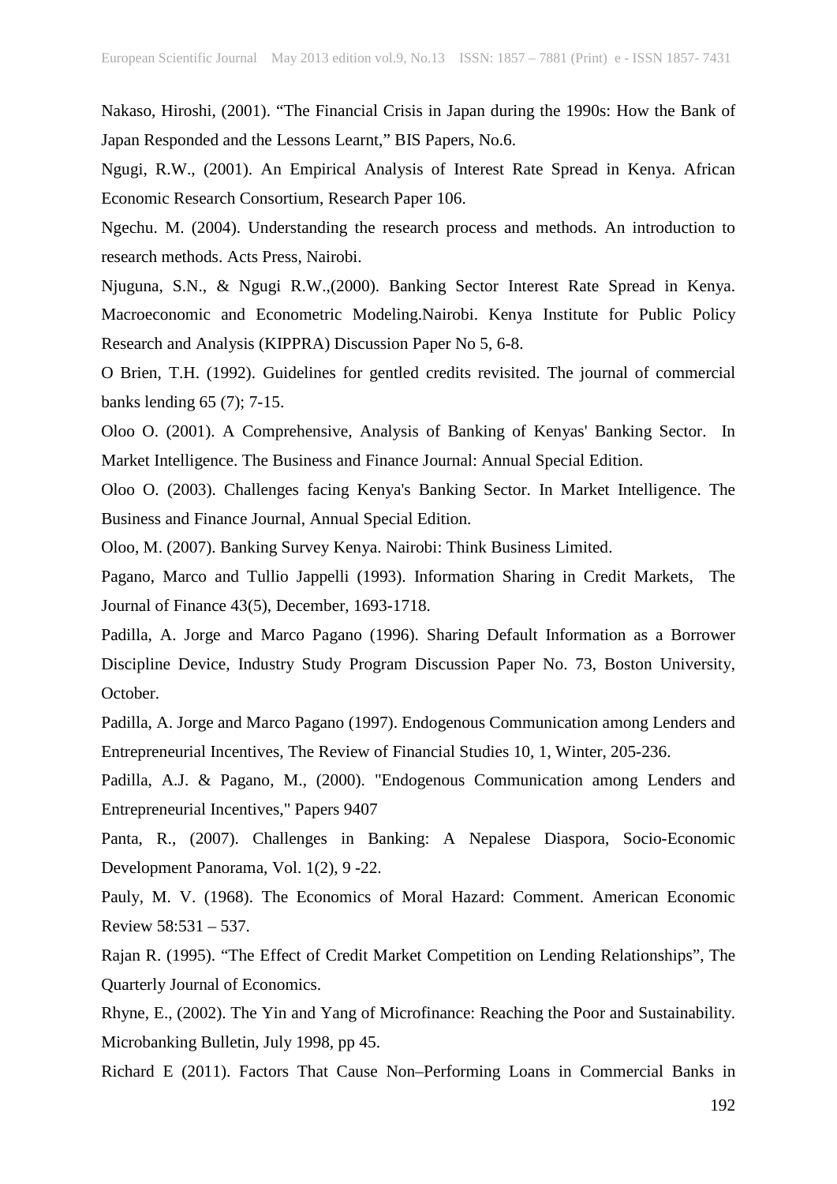Nakaso, Hiroshi, (2001). “The Financial Crisis in Japan during the 1990s: How the Bank of Japan Responded and the Lessons Learnt,” BIS Papers, No.6.

Ngugi, R.W., (2001). An Empirical Analysis of Interest Rate Spread in Kenya. African Economic Research Consortium, Research Paper 106.

Ngechu. M. (2004). Understanding the research process and methods. An introduction to research methods. Acts Press, Nairobi.

Njuguna, S.N., & Ngugi R.W.,(2000). Banking Sector Interest Rate Spread in Kenya. Macroeconomic and Econometric Modeling.Nairobi. Kenya Institute for Public Policy Research and Analysis (KIPPRA) Discussion Paper No 5, 6-8.

O Brien, T.H. (1992). Guidelines for gentled credits revisited. The journal of commercial banks lending 65 (7); 7-15.

Oloo O. (2001). A Comprehensive, Analysis of Banking of Kenyas' Banking Sector. In Market Intelligence. The Business and Finance Journal: Annual Special Edition.

Oloo O. (2003). Challenges facing Kenya's Banking Sector. In Market Intelligence. The Business and Finance Journal, Annual Special Edition.

Oloo, M. (2007). Banking Survey Kenya. Nairobi: Think Business Limited.

Pagano, Marco and Tullio Jappelli (1993). Information Sharing in Credit Markets, The Journal of Finance 43(5), December, 1693-1718.

Padilla, A. Jorge and Marco Pagano (1996). Sharing Default Information as a Borrower Discipline Device, Industry Study Program Discussion Paper No. 73, Boston University, October.

Padilla, A. Jorge and Marco Pagano (1997). Endogenous Communication among Lenders and Entrepreneurial Incentives, The Review of Financial Studies 10, 1, Winter, 205-236.

Padilla, A.J. & Pagano, M., (2000). "Endogenous Communication among Lenders and Entrepreneurial Incentives," Papers 9407

Panta, R., (2007). Challenges in Banking: A Nepalese Diaspora, Socio-Economic Development Panorama, Vol. 1(2), 9 -22.

Pauly, M. V. (1968). The Economics of Moral Hazard: Comment. American Economic Review 58:531 – 537.

Rajan R. (1995). “The Effect of Credit Market Competition on Lending Relationships”, The Quarterly Journal of Economics.

Rhyne, E., (2002). The Yin and Yang of Microfinance: Reaching the Poor and Sustainability. Microbanking Bulletin, July 1998, pp 45.

Richard E (2011). Factors That Cause Non–Performing Loans in Commercial Banks in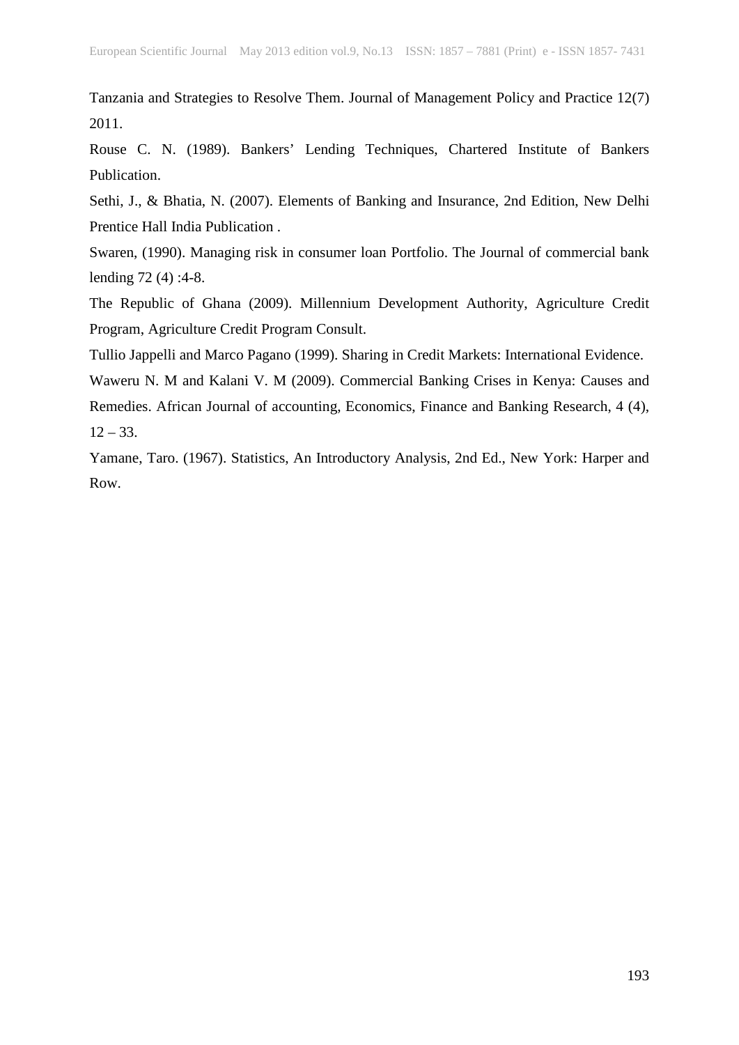Tanzania and Strategies to Resolve Them. Journal of Management Policy and Practice 12(7) 2011.

Rouse C. N. (1989). Bankers' Lending Techniques, Chartered Institute of Bankers Publication.

Sethi, J., & Bhatia, N. (2007). Elements of Banking and Insurance, 2nd Edition, New Delhi Prentice Hall India Publication .

Swaren, (1990). Managing risk in consumer loan Portfolio. The Journal of commercial bank lending 72 (4) :4-8.

The Republic of Ghana (2009). Millennium Development Authority, Agriculture Credit Program, Agriculture Credit Program Consult.

Tullio Jappelli and Marco Pagano (1999). Sharing in Credit Markets: International Evidence.

Waweru N. M and Kalani V. M (2009). Commercial Banking Crises in Kenya: Causes and Remedies. African Journal of accounting, Economics, Finance and Banking Research, 4 (4), 12 – 33.

Yamane, Taro. (1967). Statistics, An Introductory Analysis, 2nd Ed., New York: Harper and Row.